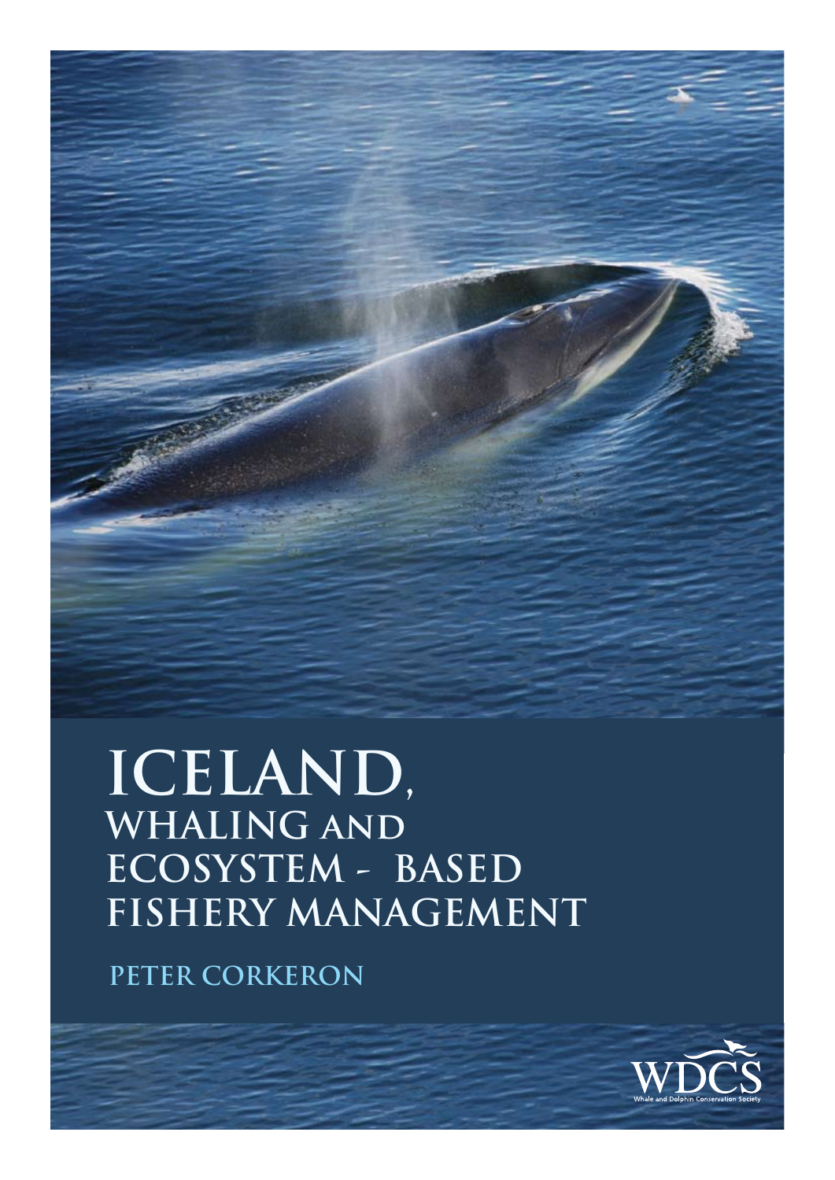# ICELAND, WHALING AND ECOSYSTEM - BASED FISHERY MANAGEMENT

## PETER CORKERON

WDCS

Whale and Dolphin Conservation Society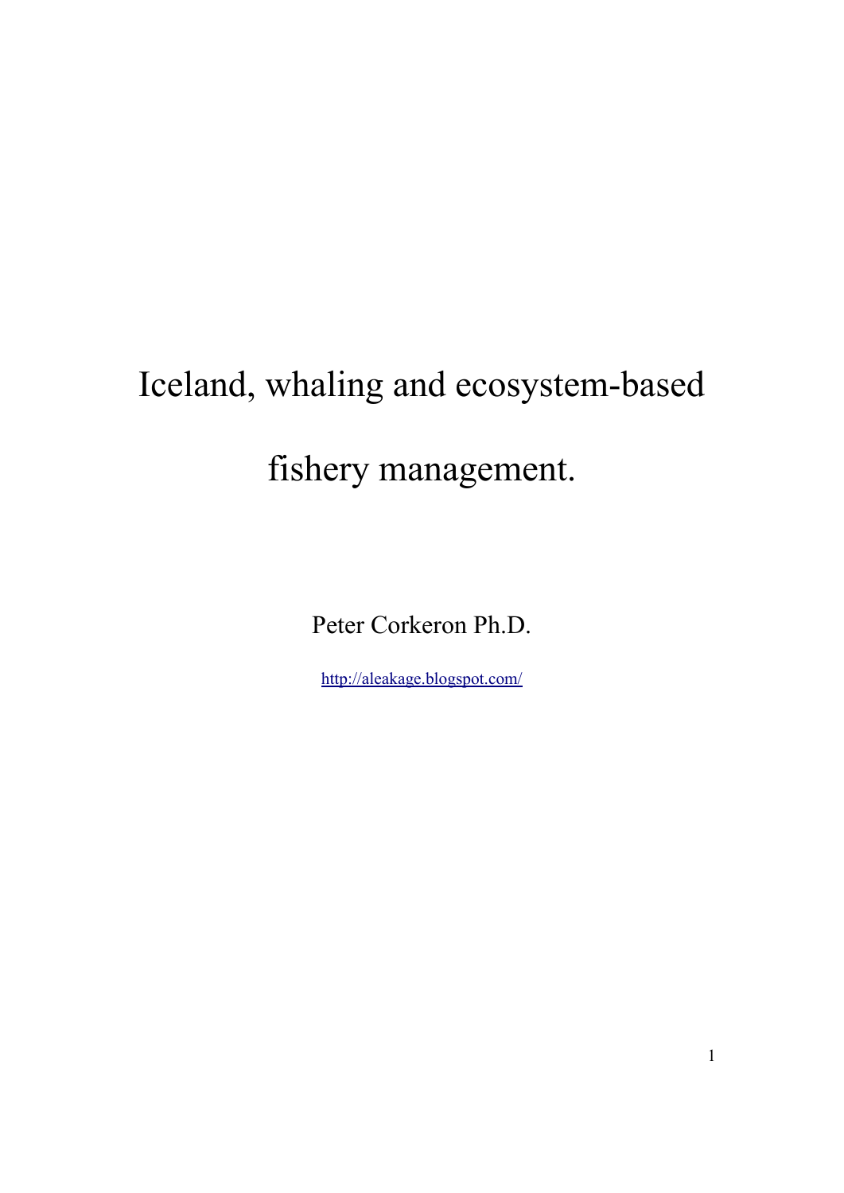# Iceland, whaling and ecosystem-based fishery management.

Peter Corkeron Ph.D.

http://aleakage.blogspot.com/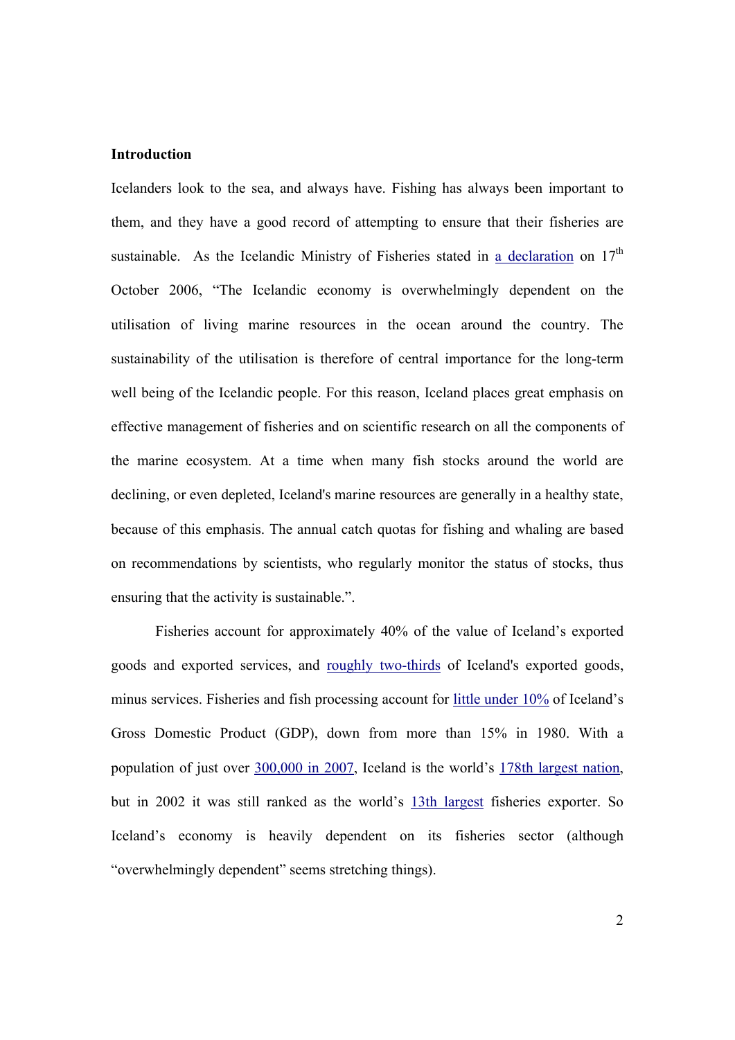**Introduction**

Icelanders look to the sea, and always have. Fishing has always been important to them, and they have a good record of attempting to ensure that their fisheries are sustainable. As the Icelandic Ministry of Fisheries stated in a declaration on 17th October 2006, "The Icelandic economy is overwhelmingly dependent on the utilisation of living marine resources in the ocean around the country. The sustainability of the utilisation is therefore of central importance for the long-term well being of the Icelandic people. For this reason, Iceland places great emphasis on effective management of fisheries and on scientific research on all the components of the marine ecosystem. At a time when many fish stocks around the world are declining, or even depleted, Iceland's marine resources are generally in a healthy state, because of this emphasis. The annual catch quotas for fishing and whaling are based on recommendations by scientists, who regularly monitor the status of stocks, thus ensuring that the activity is sustainable.".

Fisheries account for approximately 40% of the value of Iceland's exported goods and exported services, and roughly two-thirds of Iceland's exported goods, minus services. Fisheries and fish processing account for little under 10% of Iceland's Gross Domestic Product (GDP), down from more than 15% in 1980. With a population of just over 300,000 in 2007, Iceland is the world's 178th largest nation, but in 2002 it was still ranked as the world's 13th largest fisheries exporter. So Iceland's economy is heavily dependent on its fisheries sector (although "overwhelmingly dependent" seems stretching things).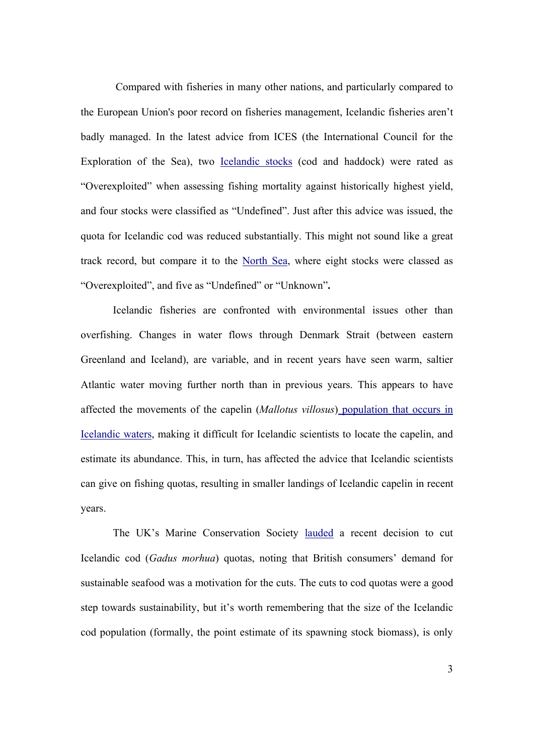Compared with fisheries in many other nations, and particularly compared to the European Union's poor record on fisheries management, Icelandic fisheries aren't badly managed. In the latest advice from ICES (the International Council for the Exploration of the Sea), two Icelandic stocks (cod and haddock) were rated as "Overexploited" when assessing fishing mortality against historically highest yield, and four stocks were classified as "Undefined". Just after this advice was issued, the quota for Icelandic cod was reduced substantially. This might not sound like a great track record, but compare it to the North Sea, where eight stocks were classed as "Overexploited", and five as "Undefined" or "Unknown"**.**

Icelandic fisheries are confronted with environmental issues other than overfishing. Changes in water flows through Denmark Strait (between eastern Greenland and Iceland), are variable, and in recent years have seen warm, saltier Atlantic water moving further north than in previous years. This appears to have affected the movements of the capelin (*Mallotus villosus*) population that occurs in Icelandic waters, making it difficult for Icelandic scientists to locate the capelin, and estimate its abundance. This, in turn, has affected the advice that Icelandic scientists can give on fishing quotas, resulting in smaller landings of Icelandic capelin in recent years.

The UK's Marine Conservation Society lauded a recent decision to cut Icelandic cod (*Gadus morhua*) quotas, noting that British consumers' demand for sustainable seafood was a motivation for the cuts. The cuts to cod quotas were a good step towards sustainability, but it's worth remembering that the size of the Icelandic cod population (formally, the point estimate of its spawning stock biomass), is only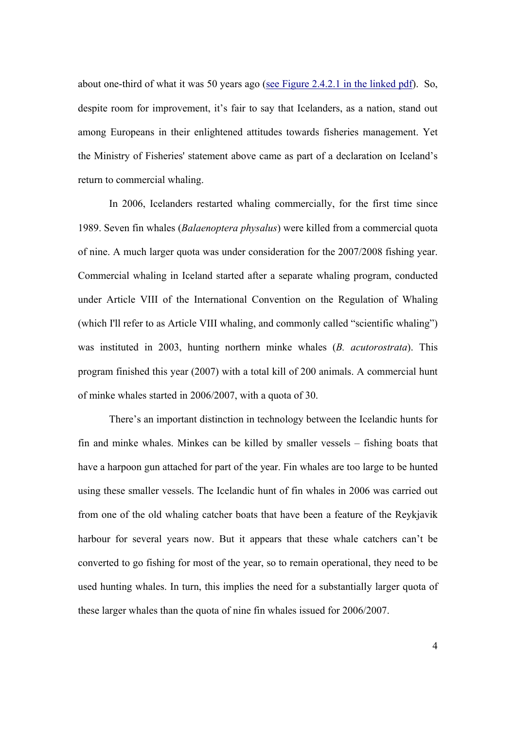about one-third of what it was 50 years ago ([see Figure 2.4.2.1 in the linked pdf]()). So, despite room for improvement, it's fair to say that Icelanders, as a nation, stand out among Europeans in their enlightened attitudes towards fisheries management. Yet the Ministry of Fisheries' statement above came as part of a declaration on Iceland's return to commercial whaling.

In 2006, Icelanders restarted whaling commercially, for the first time since 1989. Seven fin whales (*Balaenoptera physalus*) were killed from a commercial quota of nine. A much larger quota was under consideration for the 2007/2008 fishing year. Commercial whaling in Iceland started after a separate whaling program, conducted under Article VIII of the International Convention on the Regulation of Whaling (which I'll refer to as Article VIII whaling, and commonly called "scientific whaling") was instituted in 2003, hunting northern minke whales (*B. acutorostrata*). This program finished this year (2007) with a total kill of 200 animals. A commercial hunt of minke whales started in 2006/2007, with a quota of 30.

There's an important distinction in technology between the Icelandic hunts for fin and minke whales. Minkes can be killed by smaller vessels – fishing boats that have a harpoon gun attached for part of the year. Fin whales are too large to be hunted using these smaller vessels. The Icelandic hunt of fin whales in 2006 was carried out from one of the old whaling catcher boats that have been a feature of the Reykjavik harbour for several years now. But it appears that these whale catchers can't be converted to go fishing for most of the year, so to remain operational, they need to be used hunting whales. In turn, this implies the need for a substantially larger quota of these larger whales than the quota of nine fin whales issued for 2006/2007.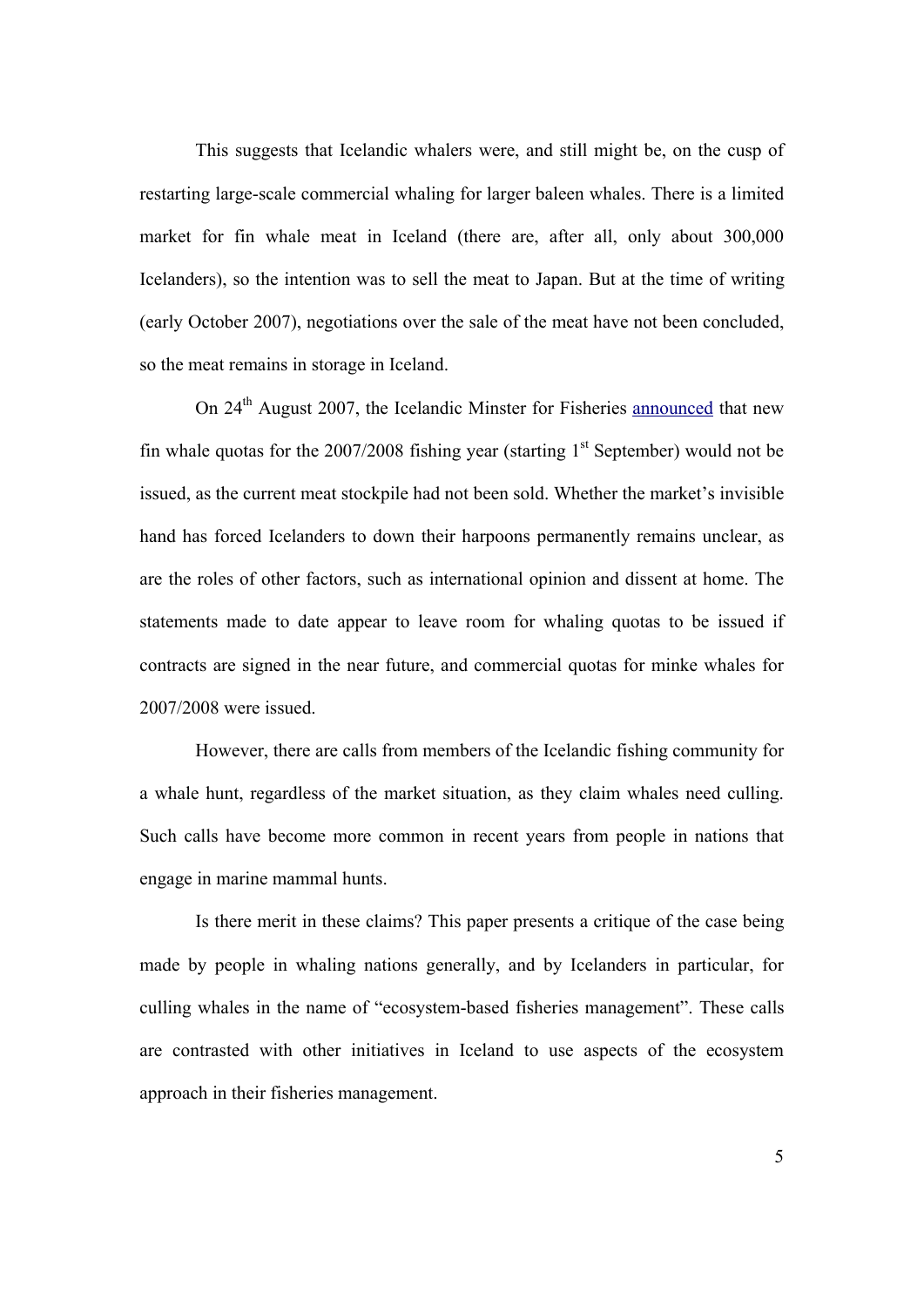This suggests that Icelandic whalers were, and still might be, on the cusp of restarting large-scale commercial whaling for larger baleen whales. There is a limited market for fin whale meat in Iceland (there are, after all, only about 300,000 Icelanders), so the intention was to sell the meat to Japan. But at the time of writing (early October 2007), negotiations over the sale of the meat have not been concluded, so the meat remains in storage in Iceland.

On 24th August 2007, the Icelandic Minster for Fisheries announced that new fin whale quotas for the 2007/2008 fishing year (starting 1st September) would not be issued, as the current meat stockpile had not been sold. Whether the market's invisible hand has forced Icelanders to down their harpoons permanently remains unclear, as are the roles of other factors, such as international opinion and dissent at home. The statements made to date appear to leave room for whaling quotas to be issued if contracts are signed in the near future, and commercial quotas for minke whales for 2007/2008 were issued.

However, there are calls from members of the Icelandic fishing community for a whale hunt, regardless of the market situation, as they claim whales need culling. Such calls have become more common in recent years from people in nations that engage in marine mammal hunts.

Is there merit in these claims? This paper presents a critique of the case being made by people in whaling nations generally, and by Icelanders in particular, for culling whales in the name of "ecosystem-based fisheries management". These calls are contrasted with other initiatives in Iceland to use aspects of the ecosystem approach in their fisheries management.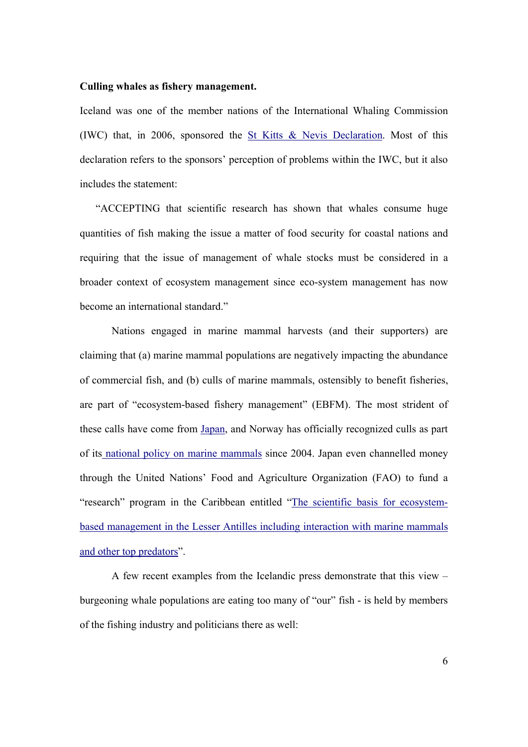**Culling whales as fishery management.**

Iceland was one of the member nations of the International Whaling Commission (IWC) that, in 2006, sponsored the St Kitts & Nevis Declaration. Most of this declaration refers to the sponsors' perception of problems within the IWC, but it also includes the statement:

"ACCEPTING that scientific research has shown that whales consume huge quantities of fish making the issue a matter of food security for coastal nations and requiring that the issue of management of whale stocks must be considered in a broader context of ecosystem management since eco-system management has now become an international standard."

Nations engaged in marine mammal harvests (and their supporters) are claiming that (a) marine mammal populations are negatively impacting the abundance of commercial fish, and (b) culls of marine mammals, ostensibly to benefit fisheries, are part of "ecosystem-based fishery management" (EBFM). The most strident of these calls have come from Japan, and Norway has officially recognized culls as part of its national policy on marine mammals since 2004. Japan even channelled money through the United Nations' Food and Agriculture Organization (FAO) to fund a "research" program in the Caribbean entitled "The scientific basis for ecosystem-based management in the Lesser Antilles including interaction with marine mammals and other top predators".

A few recent examples from the Icelandic press demonstrate that this view – burgeoning whale populations are eating too many of "our" fish - is held by members of the fishing industry and politicians there as well: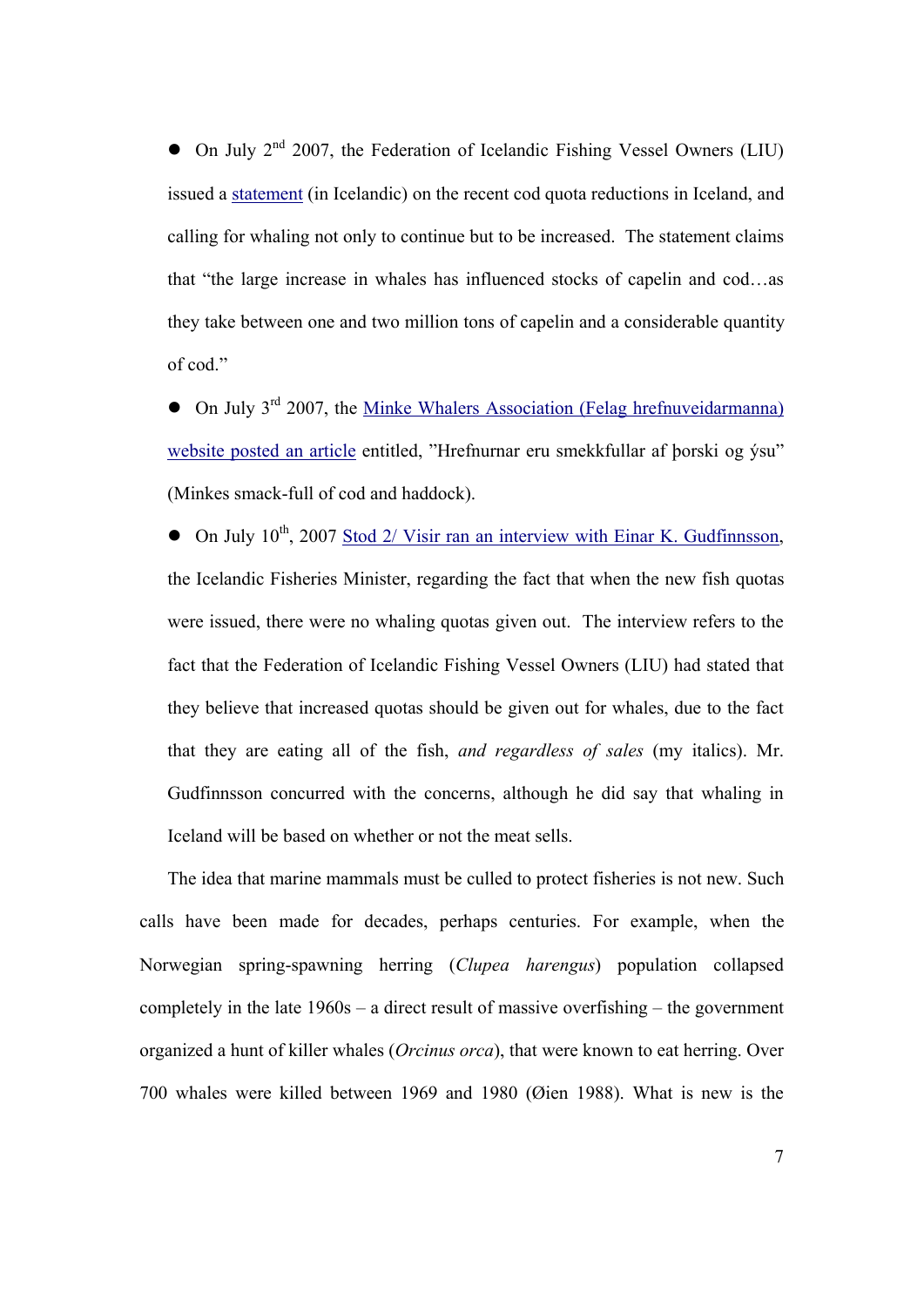- On July 2nd 2007, the Federation of Icelandic Fishing Vessel Owners (LIU) issued a statement (in Icelandic) on the recent cod quota reductions in Iceland, and calling for whaling not only to continue but to be increased. The statement claims that "the large increase in whales has influenced stocks of capelin and cod…as they take between one and two million tons of capelin and a considerable quantity of cod."

- On July 3rd 2007, the Minke Whalers Association (Felag hrefnuveidarmanna) website posted an article entitled, "Hrefnurnar eru smekkfullar af þorski og ýsu" (Minkes smack-full of cod and haddock).

- On July 10th, 2007 Stod 2/ Visir ran an interview with Einar K. Gudfinnsson, the Icelandic Fisheries Minister, regarding the fact that when the new fish quotas were issued, there were no whaling quotas given out. The interview refers to the fact that the Federation of Icelandic Fishing Vessel Owners (LIU) had stated that they believe that increased quotas should be given out for whales, due to the fact that they are eating all of the fish, *and regardless of sales* (my italics). Mr. Gudfinnsson concurred with the concerns, although he did say that whaling in Iceland will be based on whether or not the meat sells.

The idea that marine mammals must be culled to protect fisheries is not new. Such calls have been made for decades, perhaps centuries. For example, when the Norwegian spring-spawning herring (*Clupea harengus*) population collapsed completely in the late 1960s – a direct result of massive overfishing – the government organized a hunt of killer whales (*Orcinus orca*), that were known to eat herring. Over 700 whales were killed between 1969 and 1980 (Øien 1988). What is new is the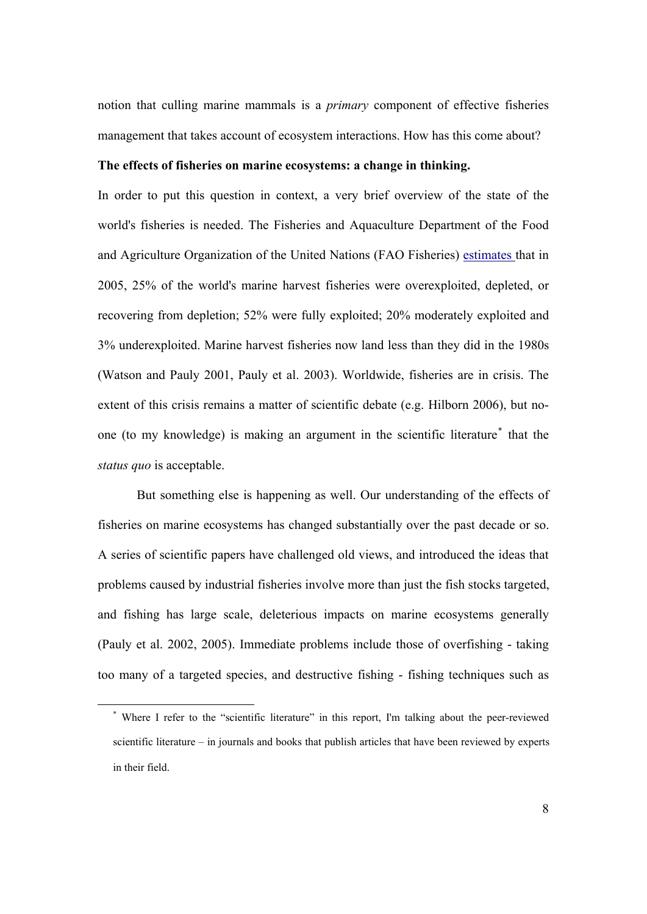notion that culling marine mammals is a *primary* component of effective fisheries management that takes account of ecosystem interactions. How has this come about?

**The effects of fisheries on marine ecosystems: a change in thinking.**

In order to put this question in context, a very brief overview of the state of the world's fisheries is needed. The Fisheries and Aquaculture Department of the Food and Agriculture Organization of the United Nations (FAO Fisheries) estimates that in 2005, 25% of the world's marine harvest fisheries were overexploited, depleted, or recovering from depletion; 52% were fully exploited; 20% moderately exploited and 3% underexploited. Marine harvest fisheries now land less than they did in the 1980s (Watson and Pauly 2001, Pauly et al. 2003). Worldwide, fisheries are in crisis. The extent of this crisis remains a matter of scientific debate (e.g. Hilborn 2006), but no-one (to my knowledge) is making an argument in the scientific literature[*] that the *status quo* is acceptable.

But something else is happening as well. Our understanding of the effects of fisheries on marine ecosystems has changed substantially over the past decade or so. A series of scientific papers have challenged old views, and introduced the ideas that problems caused by industrial fisheries involve more than just the fish stocks targeted, and fishing has large scale, deleterious impacts on marine ecosystems generally (Pauly et al. 2002, 2005). Immediate problems include those of overfishing - taking too many of a targeted species, and destructive fishing - fishing techniques such as

[*] Where I refer to the "scientific literature" in this report, I'm talking about the peer-reviewed scientific literature – in journals and books that publish articles that have been reviewed by experts in their field.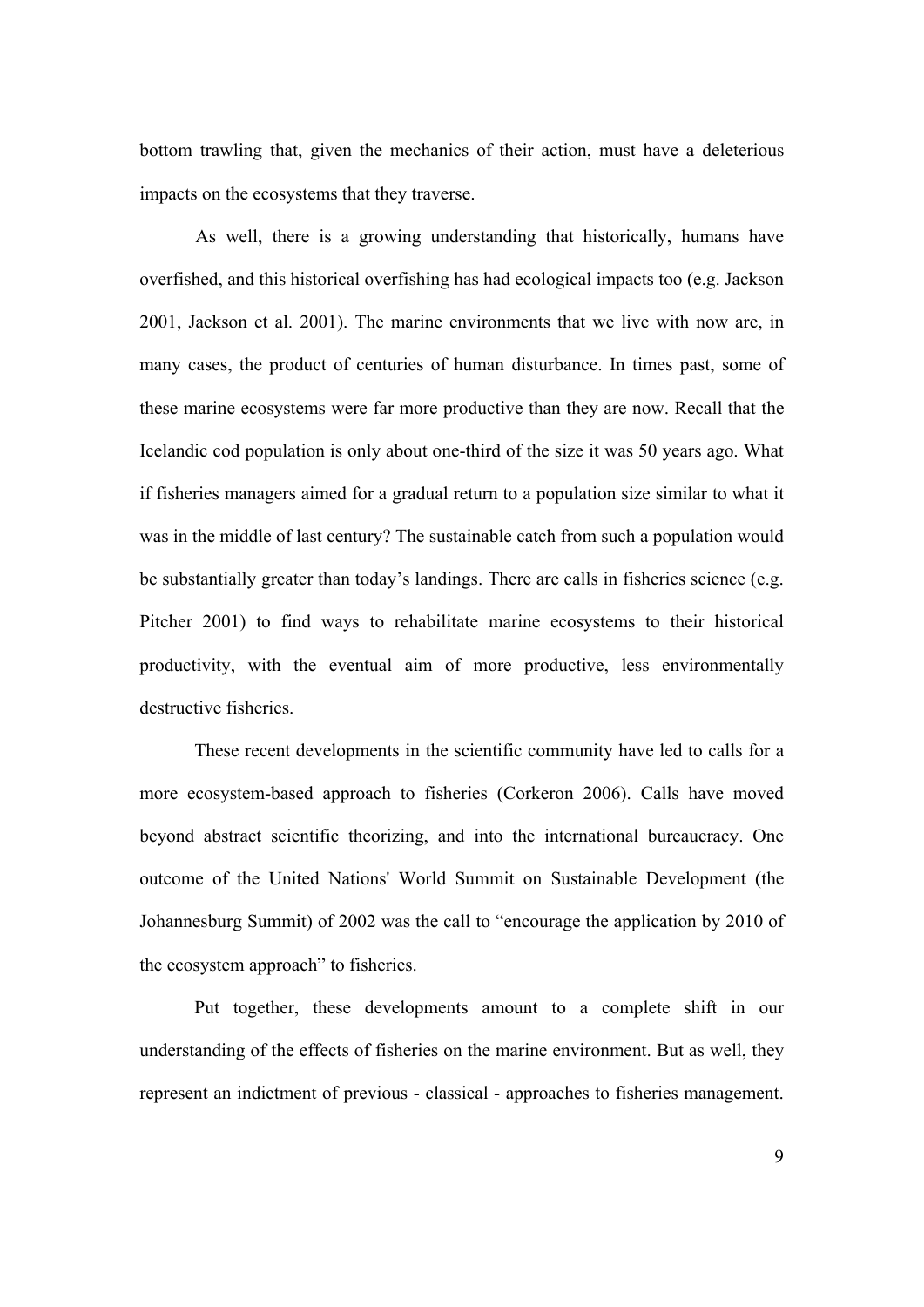bottom trawling that, given the mechanics of their action, must have a deleterious impacts on the ecosystems that they traverse.

As well, there is a growing understanding that historically, humans have overfished, and this historical overfishing has had ecological impacts too (e.g. Jackson 2001, Jackson et al. 2001). The marine environments that we live with now are, in many cases, the product of centuries of human disturbance. In times past, some of these marine ecosystems were far more productive than they are now. Recall that the Icelandic cod population is only about one-third of the size it was 50 years ago. What if fisheries managers aimed for a gradual return to a population size similar to what it was in the middle of last century? The sustainable catch from such a population would be substantially greater than today's landings. There are calls in fisheries science (e.g. Pitcher 2001) to find ways to rehabilitate marine ecosystems to their historical productivity, with the eventual aim of more productive, less environmentally destructive fisheries.

These recent developments in the scientific community have led to calls for a more ecosystem-based approach to fisheries (Corkeron 2006). Calls have moved beyond abstract scientific theorizing, and into the international bureaucracy. One outcome of the United Nations' World Summit on Sustainable Development (the Johannesburg Summit) of 2002 was the call to "encourage the application by 2010 of the ecosystem approach" to fisheries.

Put together, these developments amount to a complete shift in our understanding of the effects of fisheries on the marine environment. But as well, they represent an indictment of previous - classical - approaches to fisheries management.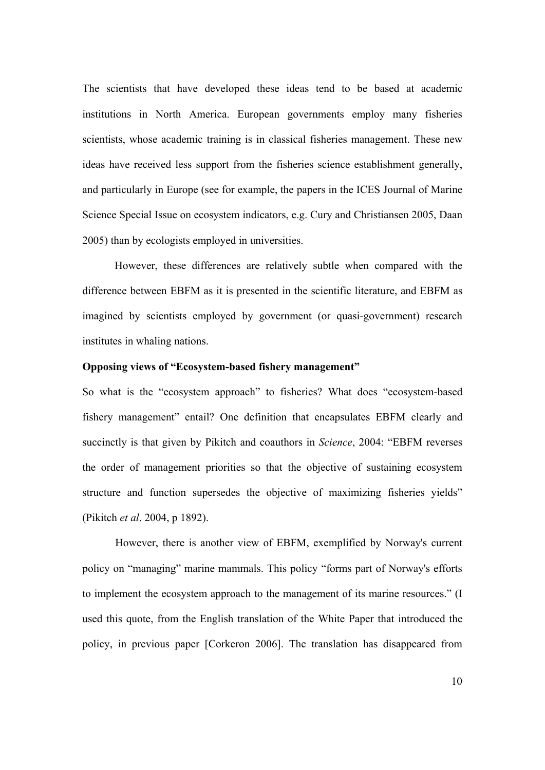The scientists that have developed these ideas tend to be based at academic institutions in North America. European governments employ many fisheries scientists, whose academic training is in classical fisheries management. These new ideas have received less support from the fisheries science establishment generally, and particularly in Europe (see for example, the papers in the ICES Journal of Marine Science Special Issue on ecosystem indicators, e.g. Cury and Christiansen 2005, Daan 2005) than by ecologists employed in universities.

However, these differences are relatively subtle when compared with the difference between EBFM as it is presented in the scientific literature, and EBFM as imagined by scientists employed by government (or quasi-government) research institutes in whaling nations.

**Opposing views of "Ecosystem-based fishery management"**

So what is the "ecosystem approach" to fisheries? What does "ecosystem-based fishery management" entail? One definition that encapsulates EBFM clearly and succinctly is that given by Pikitch and coauthors in *Science*, 2004: "EBFM reverses the order of management priorities so that the objective of sustaining ecosystem structure and function supersedes the objective of maximizing fisheries yields" (Pikitch *et al*. 2004, p 1892).

However, there is another view of EBFM, exemplified by Norway's current policy on "managing" marine mammals. This policy "forms part of Norway's efforts to implement the ecosystem approach to the management of its marine resources." (I used this quote, from the English translation of the White Paper that introduced the policy, in previous paper [Corkeron 2006]. The translation has disappeared from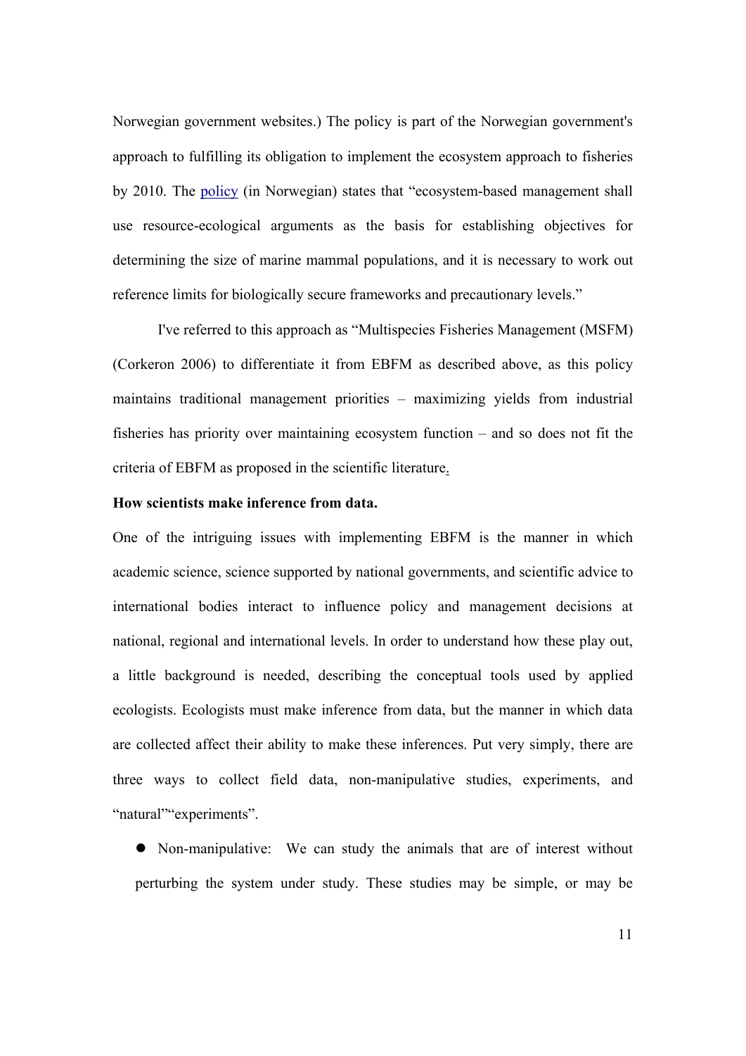Norwegian government websites.) The policy is part of the Norwegian government's approach to fulfilling its obligation to implement the ecosystem approach to fisheries by 2010. The policy (in Norwegian) states that "ecosystem-based management shall use resource-ecological arguments as the basis for establishing objectives for determining the size of marine mammal populations, and it is necessary to work out reference limits for biologically secure frameworks and precautionary levels."

I've referred to this approach as "Multispecies Fisheries Management (MSFM) (Corkeron 2006) to differentiate it from EBFM as described above, as this policy maintains traditional management priorities – maximizing yields from industrial fisheries has priority over maintaining ecosystem function – and so does not fit the criteria of EBFM as proposed in the scientific literature.

**How scientists make inference from data.**

One of the intriguing issues with implementing EBFM is the manner in which academic science, science supported by national governments, and scientific advice to international bodies interact to influence policy and management decisions at national, regional and international levels. In order to understand how these play out, a little background is needed, describing the conceptual tools used by applied ecologists. Ecologists must make inference from data, but the manner in which data are collected affect their ability to make these inferences. Put very simply, there are three ways to collect field data, non-manipulative studies, experiments, and "natural""experiments".

- Non-manipulative: We can study the animals that are of interest without perturbing the system under study. These studies may be simple, or may be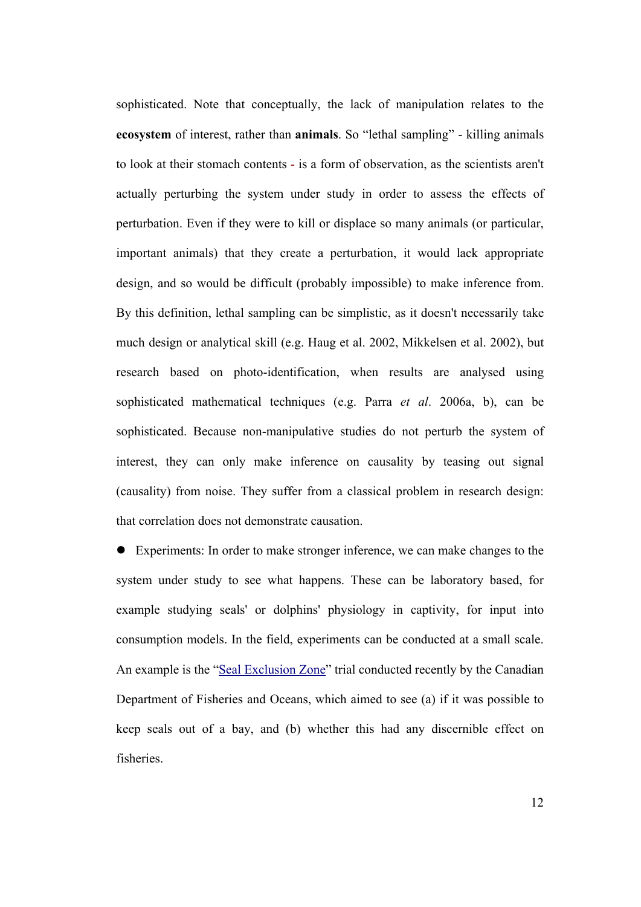sophisticated. Note that conceptually, the lack of manipulation relates to the **ecosystem** of interest, rather than **animals**. So "lethal sampling" - killing animals to look at their stomach contents - is a form of observation, as the scientists aren't actually perturbing the system under study in order to assess the effects of perturbation. Even if they were to kill or displace so many animals (or particular, important animals) that they create a perturbation, it would lack appropriate design, and so would be difficult (probably impossible) to make inference from. By this definition, lethal sampling can be simplistic, as it doesn't necessarily take much design or analytical skill (e.g. Haug et al. 2002, Mikkelsen et al. 2002), but research based on photo-identification, when results are analysed using sophisticated mathematical techniques (e.g. Parra *et al*. 2006a, b), can be sophisticated. Because non-manipulative studies do not perturb the system of interest, they can only make inference on causality by teasing out signal (causality) from noise. They suffer from a classical problem in research design: that correlation does not demonstrate causation.

- Experiments: In order to make stronger inference, we can make changes to the system under study to see what happens. These can be laboratory based, for example studying seals' or dolphins' physiology in captivity, for input into consumption models. In the field, experiments can be conducted at a small scale. An example is the "Seal Exclusion Zone" trial conducted recently by the Canadian Department of Fisheries and Oceans, which aimed to see (a) if it was possible to keep seals out of a bay, and (b) whether this had any discernible effect on fisheries.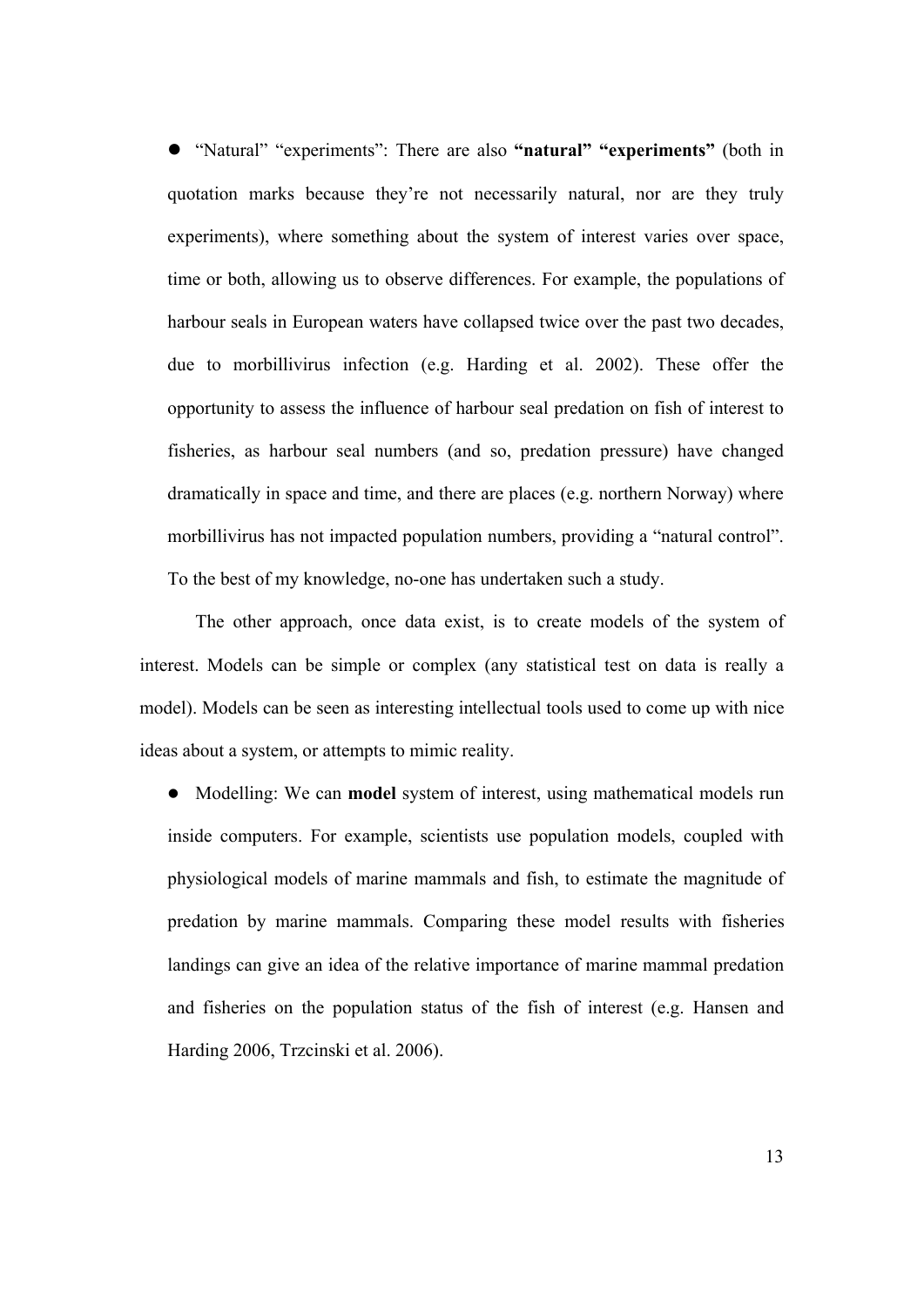- "Natural" "experiments": There are also **"natural" "experiments"** (both in quotation marks because they're not necessarily natural, nor are they truly experiments), where something about the system of interest varies over space, time or both, allowing us to observe differences. For example, the populations of harbour seals in European waters have collapsed twice over the past two decades, due to morbillivirus infection (e.g. Harding et al. 2002). These offer the opportunity to assess the influence of harbour seal predation on fish of interest to fisheries, as harbour seal numbers (and so, predation pressure) have changed dramatically in space and time, and there are places (e.g. northern Norway) where morbillivirus has not impacted population numbers, providing a "natural control". To the best of my knowledge, no-one has undertaken such a study.

The other approach, once data exist, is to create models of the system of interest. Models can be simple or complex (any statistical test on data is really a model). Models can be seen as interesting intellectual tools used to come up with nice ideas about a system, or attempts to mimic reality.

- Modelling: We can **model** system of interest, using mathematical models run inside computers. For example, scientists use population models, coupled with physiological models of marine mammals and fish, to estimate the magnitude of predation by marine mammals. Comparing these model results with fisheries landings can give an idea of the relative importance of marine mammal predation and fisheries on the population status of the fish of interest (e.g. Hansen and Harding 2006, Trzcinski et al. 2006).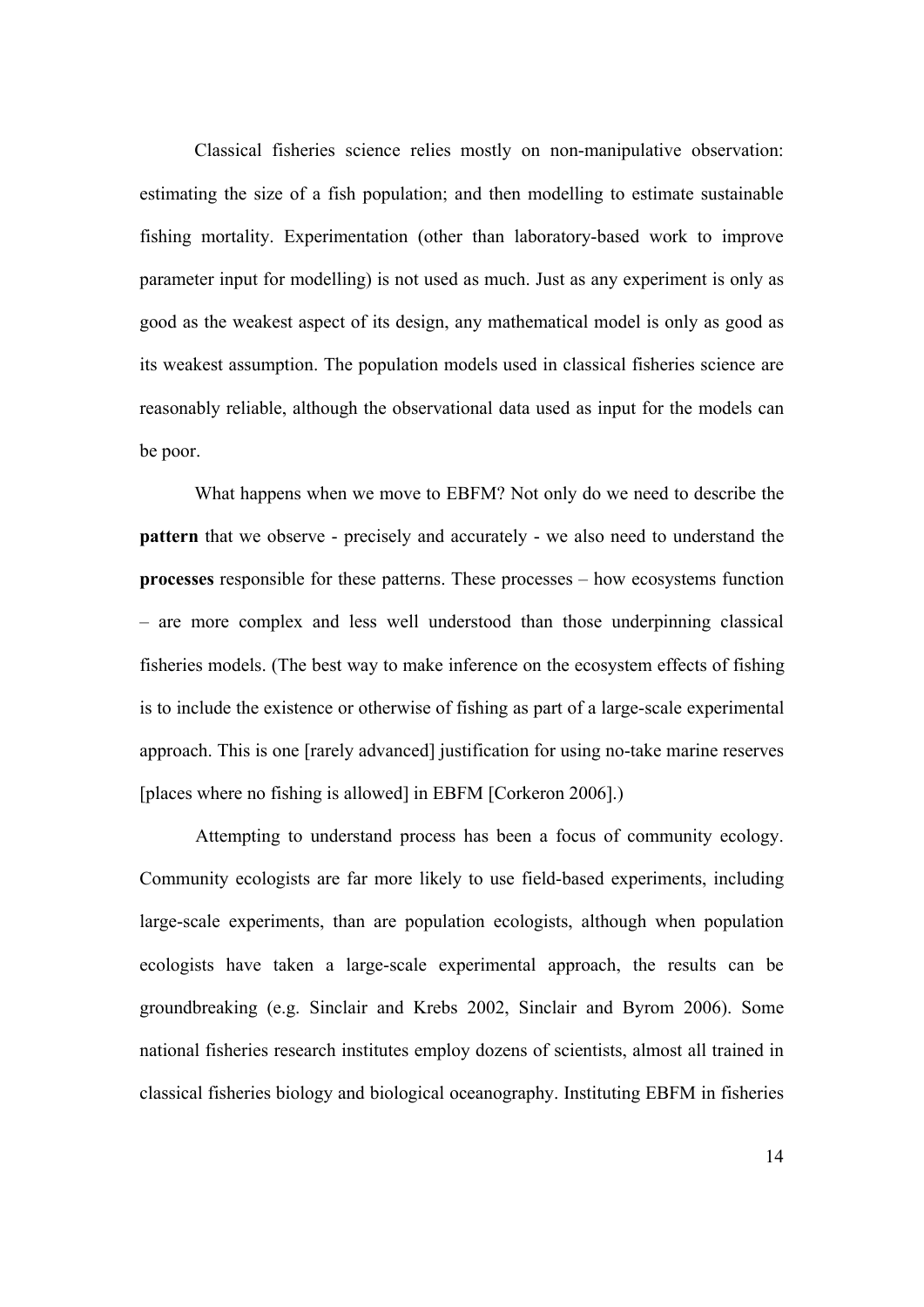Classical fisheries science relies mostly on non-manipulative observation: estimating the size of a fish population; and then modelling to estimate sustainable fishing mortality. Experimentation (other than laboratory-based work to improve parameter input for modelling) is not used as much. Just as any experiment is only as good as the weakest aspect of its design, any mathematical model is only as good as its weakest assumption. The population models used in classical fisheries science are reasonably reliable, although the observational data used as input for the models can be poor.

What happens when we move to EBFM? Not only do we need to describe the **pattern** that we observe - precisely and accurately - we also need to understand the **processes** responsible for these patterns. These processes – how ecosystems function – are more complex and less well understood than those underpinning classical fisheries models. (The best way to make inference on the ecosystem effects of fishing is to include the existence or otherwise of fishing as part of a large-scale experimental approach. This is one [rarely advanced] justification for using no-take marine reserves [places where no fishing is allowed] in EBFM [Corkeron 2006].)

Attempting to understand process has been a focus of community ecology. Community ecologists are far more likely to use field-based experiments, including large-scale experiments, than are population ecologists, although when population ecologists have taken a large-scale experimental approach, the results can be groundbreaking (e.g. Sinclair and Krebs 2002, Sinclair and Byrom 2006). Some national fisheries research institutes employ dozens of scientists, almost all trained in classical fisheries biology and biological oceanography. Instituting EBFM in fisheries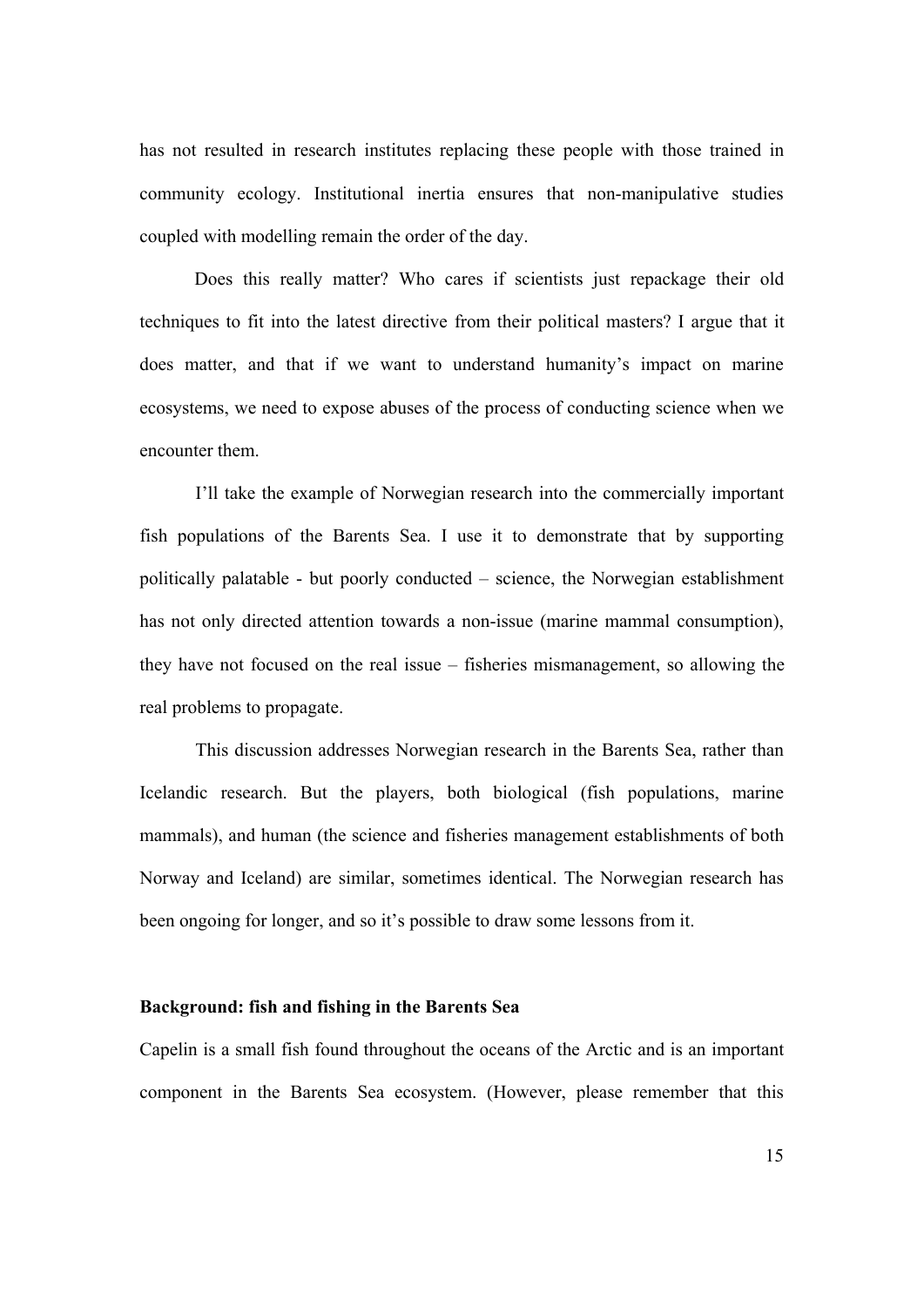has not resulted in research institutes replacing these people with those trained in community ecology. Institutional inertia ensures that non-manipulative studies coupled with modelling remain the order of the day.

Does this really matter? Who cares if scientists just repackage their old techniques to fit into the latest directive from their political masters? I argue that it does matter, and that if we want to understand humanity's impact on marine ecosystems, we need to expose abuses of the process of conducting science when we encounter them.

I'll take the example of Norwegian research into the commercially important fish populations of the Barents Sea. I use it to demonstrate that by supporting politically palatable - but poorly conducted – science, the Norwegian establishment has not only directed attention towards a non-issue (marine mammal consumption), they have not focused on the real issue – fisheries mismanagement, so allowing the real problems to propagate.

This discussion addresses Norwegian research in the Barents Sea, rather than Icelandic research. But the players, both biological (fish populations, marine mammals), and human (the science and fisheries management establishments of both Norway and Iceland) are similar, sometimes identical. The Norwegian research has been ongoing for longer, and so it's possible to draw some lessons from it.

**Background: fish and fishing in the Barents Sea**

Capelin is a small fish found throughout the oceans of the Arctic and is an important component in the Barents Sea ecosystem. (However, please remember that this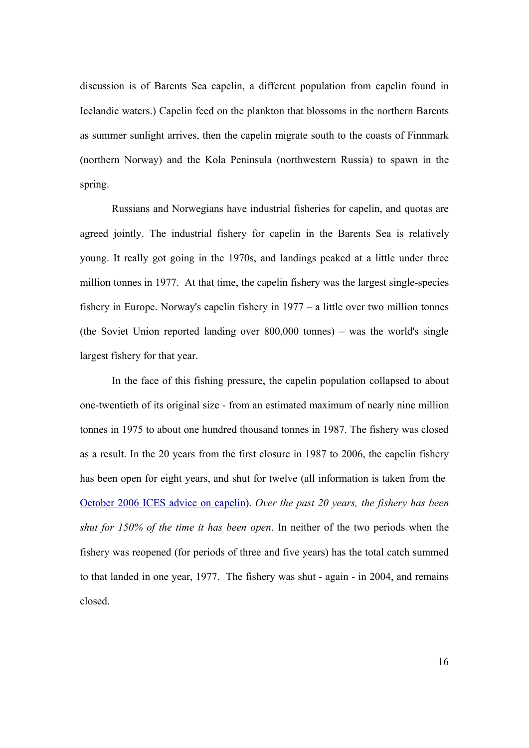discussion is of Barents Sea capelin, a different population from capelin found in Icelandic waters.) Capelin feed on the plankton that blossoms in the northern Barents as summer sunlight arrives, then the capelin migrate south to the coasts of Finnmark (northern Norway) and the Kola Peninsula (northwestern Russia) to spawn in the spring.

Russians and Norwegians have industrial fisheries for capelin, and quotas are agreed jointly. The industrial fishery for capelin in the Barents Sea is relatively young. It really got going in the 1970s, and landings peaked at a little under three million tonnes in 1977. At that time, the capelin fishery was the largest single-species fishery in Europe. Norway's capelin fishery in 1977 – a little over two million tonnes (the Soviet Union reported landing over 800,000 tonnes) – was the world's single largest fishery for that year.

In the face of this fishing pressure, the capelin population collapsed to about one-twentieth of its original size - from an estimated maximum of nearly nine million tonnes in 1975 to about one hundred thousand tonnes in 1987. The fishery was closed as a result. In the 20 years from the first closure in 1987 to 2006, the capelin fishery has been open for eight years, and shut for twelve (all information is taken from the [October 2006 ICES advice on capelin]). *Over the past 20 years, the fishery has been shut for 150% of the time it has been open*. In neither of the two periods when the fishery was reopened (for periods of three and five years) has the total catch summed to that landed in one year, 1977. The fishery was shut - again - in 2004, and remains closed.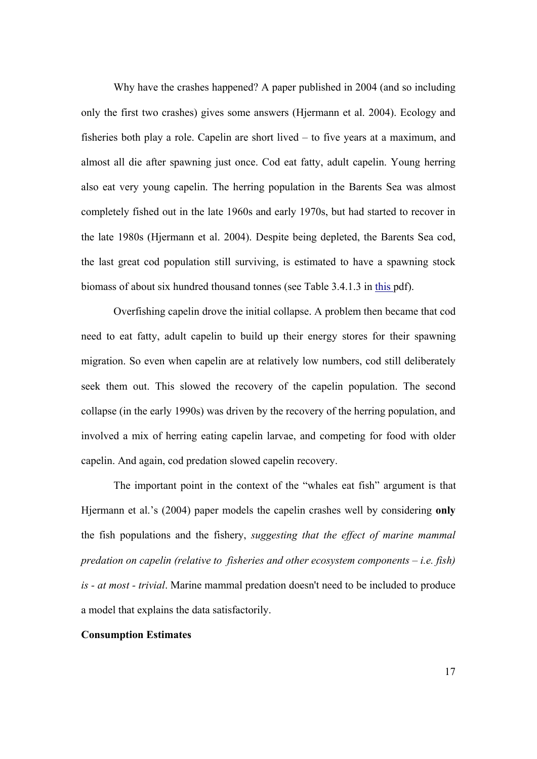Why have the crashes happened? A paper published in 2004 (and so including only the first two crashes) gives some answers (Hjermann et al. 2004). Ecology and fisheries both play a role. Capelin are short lived – to five years at a maximum, and almost all die after spawning just once. Cod eat fatty, adult capelin. Young herring also eat very young capelin. The herring population in the Barents Sea was almost completely fished out in the late 1960s and early 1970s, but had started to recover in the late 1980s (Hjermann et al. 2004). Despite being depleted, the Barents Sea cod, the last great cod population still surviving, is estimated to have a spawning stock biomass of about six hundred thousand tonnes (see Table 3.4.1.3 in this pdf).

Overfishing capelin drove the initial collapse. A problem then became that cod need to eat fatty, adult capelin to build up their energy stores for their spawning migration. So even when capelin are at relatively low numbers, cod still deliberately seek them out. This slowed the recovery of the capelin population. The second collapse (in the early 1990s) was driven by the recovery of the herring population, and involved a mix of herring eating capelin larvae, and competing for food with older capelin. And again, cod predation slowed capelin recovery.

The important point in the context of the "whales eat fish" argument is that Hjermann et al.'s (2004) paper models the capelin crashes well by considering **only** the fish populations and the fishery, *suggesting that the effect of marine mammal predation on capelin (relative to fisheries and other ecosystem components – i.e. fish) is - at most - trivial*. Marine mammal predation doesn't need to be included to produce a model that explains the data satisfactorily.

**Consumption Estimates**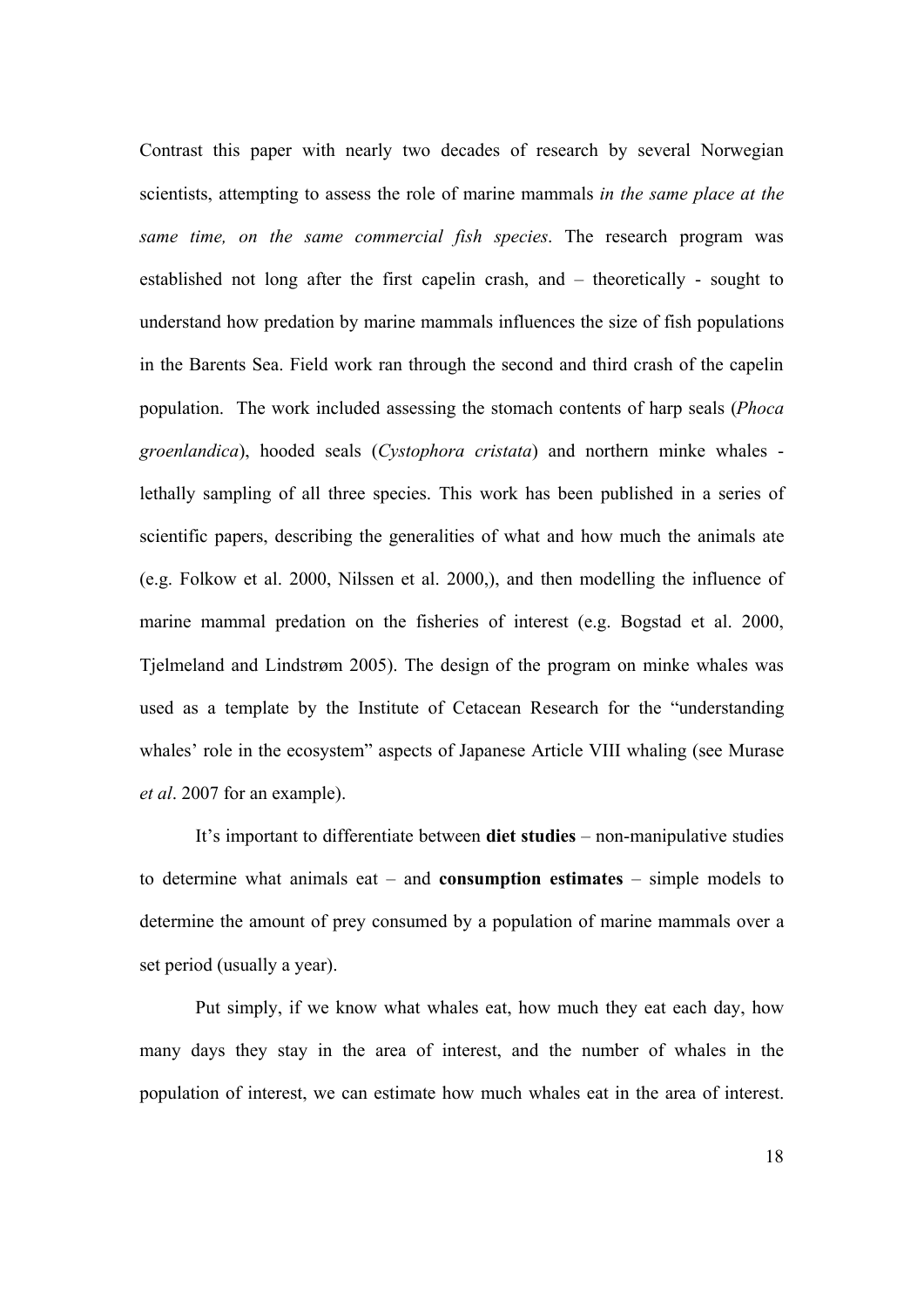Contrast this paper with nearly two decades of research by several Norwegian scientists, attempting to assess the role of marine mammals *in the same place at the same time, on the same commercial fish species*. The research program was established not long after the first capelin crash, and – theoretically - sought to understand how predation by marine mammals influences the size of fish populations in the Barents Sea. Field work ran through the second and third crash of the capelin population. The work included assessing the stomach contents of harp seals (*Phoca groenlandica*), hooded seals (*Cystophora cristata*) and northern minke whales - lethally sampling of all three species. This work has been published in a series of scientific papers, describing the generalities of what and how much the animals ate (e.g. Folkow et al. 2000, Nilssen et al. 2000,), and then modelling the influence of marine mammal predation on the fisheries of interest (e.g. Bogstad et al. 2000, Tjelmeland and Lindstrøm 2005). The design of the program on minke whales was used as a template by the Institute of Cetacean Research for the "understanding whales' role in the ecosystem" aspects of Japanese Article VIII whaling (see Murase *et al*. 2007 for an example).

It's important to differentiate between **diet studies** – non-manipulative studies to determine what animals eat – and **consumption estimates** – simple models to determine the amount of prey consumed by a population of marine mammals over a set period (usually a year).

Put simply, if we know what whales eat, how much they eat each day, how many days they stay in the area of interest, and the number of whales in the population of interest, we can estimate how much whales eat in the area of interest.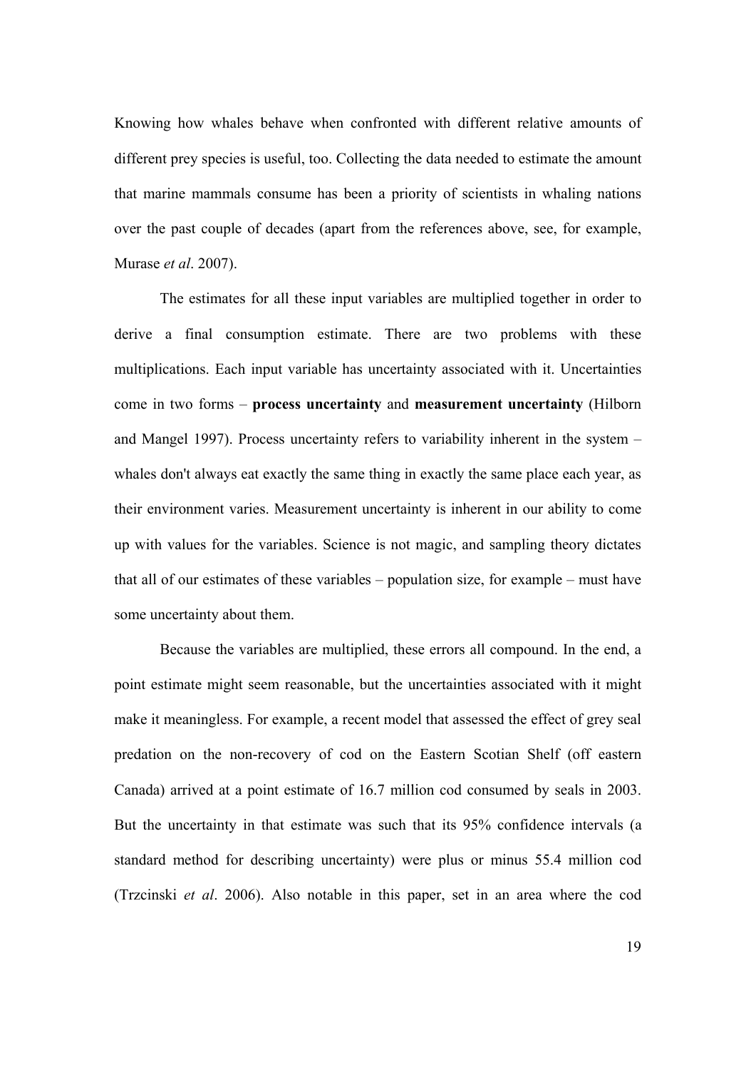Knowing how whales behave when confronted with different relative amounts of different prey species is useful, too. Collecting the data needed to estimate the amount that marine mammals consume has been a priority of scientists in whaling nations over the past couple of decades (apart from the references above, see, for example, Murase *et al*. 2007).

The estimates for all these input variables are multiplied together in order to derive a final consumption estimate. There are two problems with these multiplications. Each input variable has uncertainty associated with it. Uncertainties come in two forms – **process uncertainty** and **measurement uncertainty** (Hilborn and Mangel 1997). Process uncertainty refers to variability inherent in the system – whales don't always eat exactly the same thing in exactly the same place each year, as their environment varies. Measurement uncertainty is inherent in our ability to come up with values for the variables. Science is not magic, and sampling theory dictates that all of our estimates of these variables – population size, for example – must have some uncertainty about them.

Because the variables are multiplied, these errors all compound. In the end, a point estimate might seem reasonable, but the uncertainties associated with it might make it meaningless. For example, a recent model that assessed the effect of grey seal predation on the non-recovery of cod on the Eastern Scotian Shelf (off eastern Canada) arrived at a point estimate of 16.7 million cod consumed by seals in 2003. But the uncertainty in that estimate was such that its 95% confidence intervals (a standard method for describing uncertainty) were plus or minus 55.4 million cod (Trzcinski *et al*. 2006). Also notable in this paper, set in an area where the cod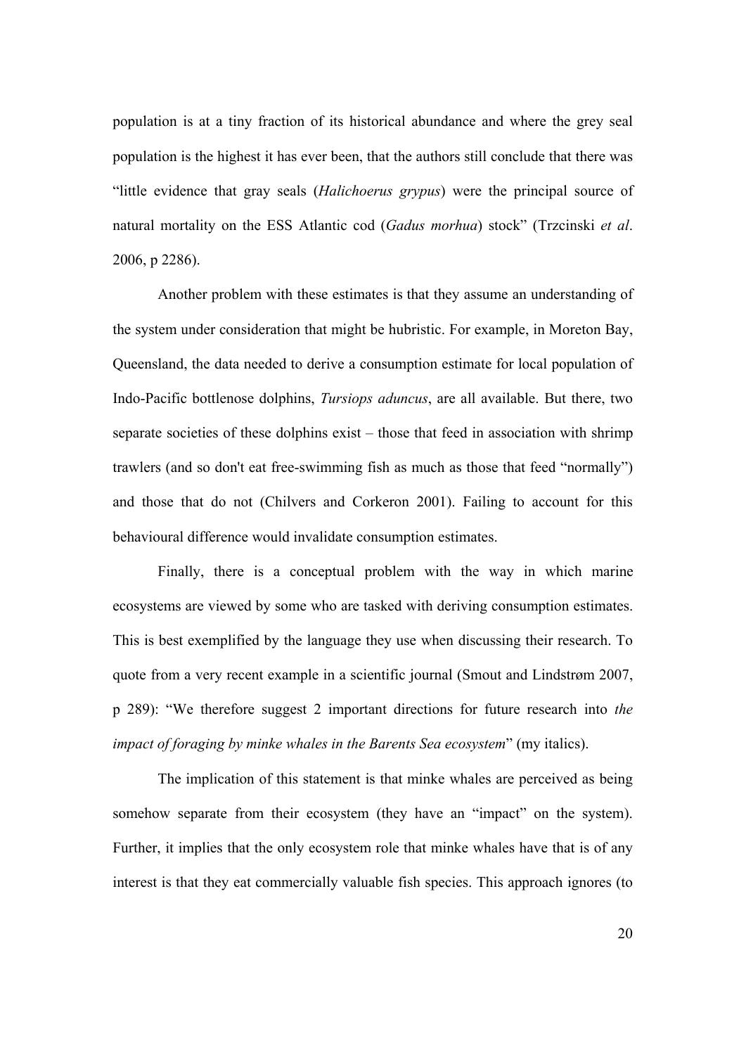population is at a tiny fraction of its historical abundance and where the grey seal population is the highest it has ever been, that the authors still conclude that there was "little evidence that gray seals (*Halichoerus grypus*) were the principal source of natural mortality on the ESS Atlantic cod (*Gadus morhua*) stock" (Trzcinski *et al*. 2006, p 2286).

Another problem with these estimates is that they assume an understanding of the system under consideration that might be hubristic. For example, in Moreton Bay, Queensland, the data needed to derive a consumption estimate for local population of Indo-Pacific bottlenose dolphins, *Tursiops aduncus*, are all available. But there, two separate societies of these dolphins exist – those that feed in association with shrimp trawlers (and so don't eat free-swimming fish as much as those that feed "normally") and those that do not (Chilvers and Corkeron 2001). Failing to account for this behavioural difference would invalidate consumption estimates.

Finally, there is a conceptual problem with the way in which marine ecosystems are viewed by some who are tasked with deriving consumption estimates. This is best exemplified by the language they use when discussing their research. To quote from a very recent example in a scientific journal (Smout and Lindstrøm 2007, p 289): "We therefore suggest 2 important directions for future research into *the impact of foraging by minke whales in the Barents Sea ecosystem*" (my italics).

The implication of this statement is that minke whales are perceived as being somehow separate from their ecosystem (they have an "impact" on the system). Further, it implies that the only ecosystem role that minke whales have that is of any interest is that they eat commercially valuable fish species. This approach ignores (to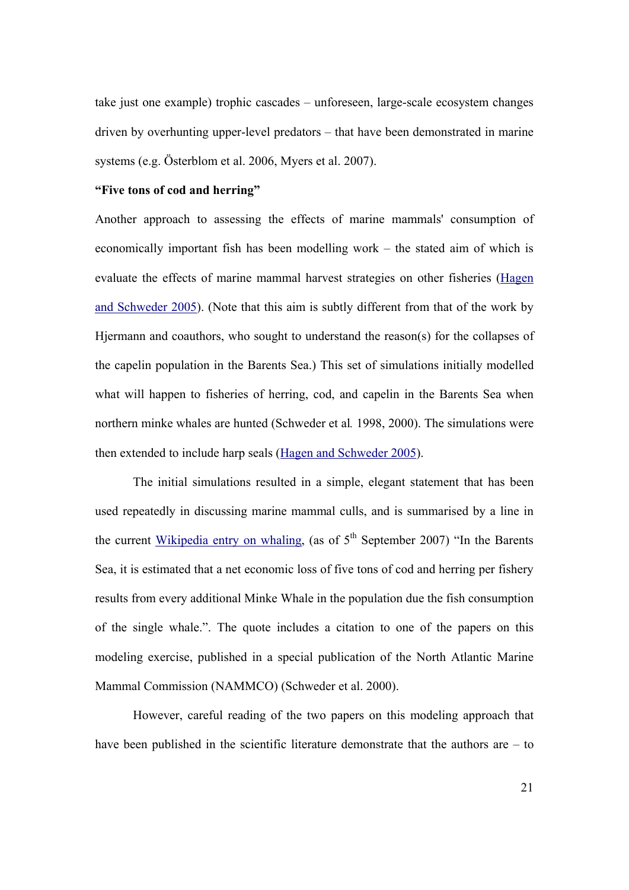take just one example) trophic cascades – unforeseen, large-scale ecosystem changes driven by overhunting upper-level predators – that have been demonstrated in marine systems (e.g. Österblom et al. 2006, Myers et al. 2007).

**"Five tons of cod and herring"**

Another approach to assessing the effects of marine mammals' consumption of economically important fish has been modelling work – the stated aim of which is evaluate the effects of marine mammal harvest strategies on other fisheries (Hagen and Schweder 2005). (Note that this aim is subtly different from that of the work by Hjermann and coauthors, who sought to understand the reason(s) for the collapses of the capelin population in the Barents Sea.) This set of simulations initially modelled what will happen to fisheries of herring, cod, and capelin in the Barents Sea when northern minke whales are hunted (Schweder et al*.* 1998, 2000). The simulations were then extended to include harp seals (Hagen and Schweder 2005).

The initial simulations resulted in a simple, elegant statement that has been used repeatedly in discussing marine mammal culls, and is summarised by a line in the current Wikipedia entry on whaling, (as of 5th September 2007) "In the Barents Sea, it is estimated that a net economic loss of five tons of cod and herring per fishery results from every additional Minke Whale in the population due the fish consumption of the single whale.". The quote includes a citation to one of the papers on this modeling exercise, published in a special publication of the North Atlantic Marine Mammal Commission (NAMMCO) (Schweder et al. 2000).

However, careful reading of the two papers on this modeling approach that have been published in the scientific literature demonstrate that the authors are – to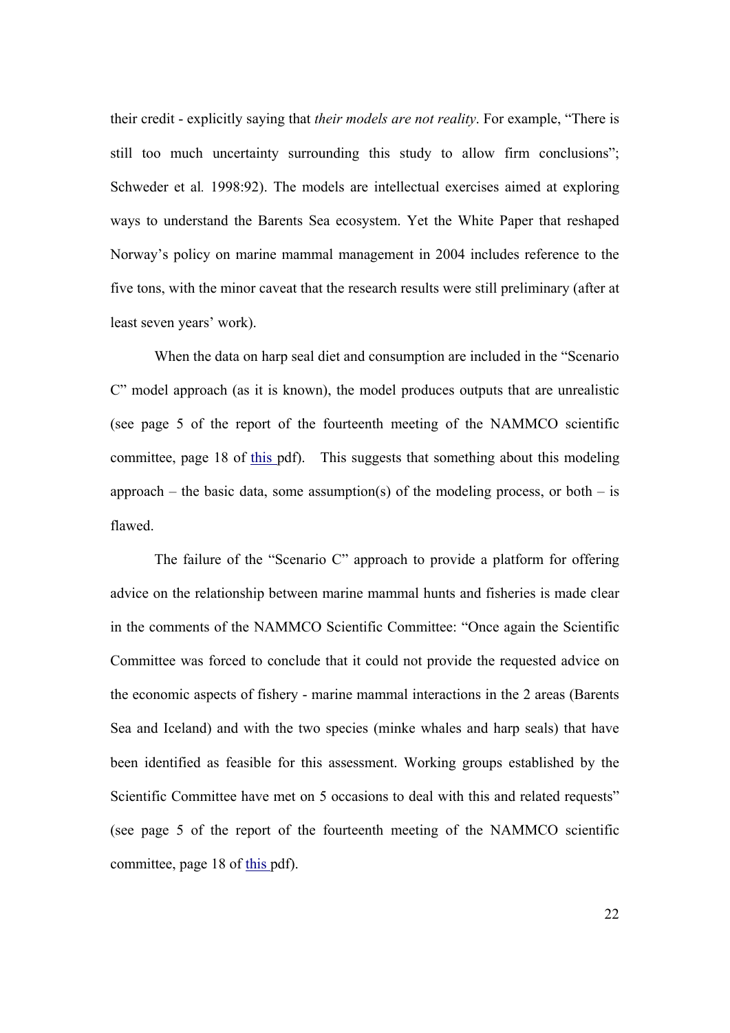their credit - explicitly saying that *their models are not reality*. For example, "There is still too much uncertainty surrounding this study to allow firm conclusions"; Schweder et al*.* 1998:92). The models are intellectual exercises aimed at exploring ways to understand the Barents Sea ecosystem. Yet the White Paper that reshaped Norway's policy on marine mammal management in 2004 includes reference to the five tons, with the minor caveat that the research results were still preliminary (after at least seven years' work).

When the data on harp seal diet and consumption are included in the "Scenario C" model approach (as it is known), the model produces outputs that are unrealistic (see page 5 of the report of the fourteenth meeting of the NAMMCO scientific committee, page 18 of this pdf). This suggests that something about this modeling approach – the basic data, some assumption(s) of the modeling process, or both – is flawed.

The failure of the "Scenario C" approach to provide a platform for offering advice on the relationship between marine mammal hunts and fisheries is made clear in the comments of the NAMMCO Scientific Committee: "Once again the Scientific Committee was forced to conclude that it could not provide the requested advice on the economic aspects of fishery - marine mammal interactions in the 2 areas (Barents Sea and Iceland) and with the two species (minke whales and harp seals) that have been identified as feasible for this assessment. Working groups established by the Scientific Committee have met on 5 occasions to deal with this and related requests" (see page 5 of the report of the fourteenth meeting of the NAMMCO scientific committee, page 18 of this pdf).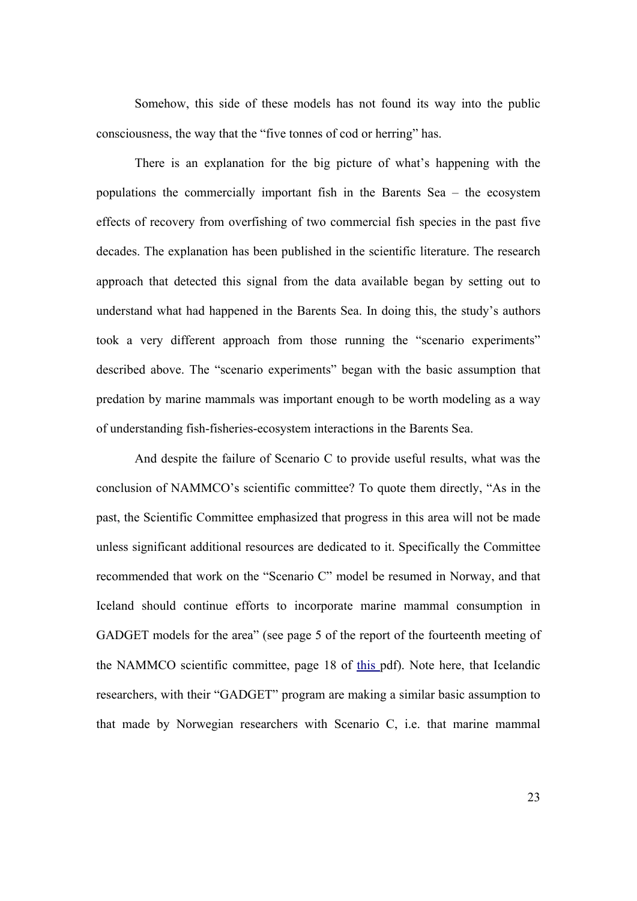Somehow, this side of these models has not found its way into the public consciousness, the way that the "five tonnes of cod or herring" has.

There is an explanation for the big picture of what's happening with the populations the commercially important fish in the Barents Sea – the ecosystem effects of recovery from overfishing of two commercial fish species in the past five decades. The explanation has been published in the scientific literature. The research approach that detected this signal from the data available began by setting out to understand what had happened in the Barents Sea. In doing this, the study's authors took a very different approach from those running the "scenario experiments" described above. The "scenario experiments" began with the basic assumption that predation by marine mammals was important enough to be worth modeling as a way of understanding fish-fisheries-ecosystem interactions in the Barents Sea.

And despite the failure of Scenario C to provide useful results, what was the conclusion of NAMMCO's scientific committee? To quote them directly, "As in the past, the Scientific Committee emphasized that progress in this area will not be made unless significant additional resources are dedicated to it. Specifically the Committee recommended that work on the "Scenario C" model be resumed in Norway, and that Iceland should continue efforts to incorporate marine mammal consumption in GADGET models for the area" (see page 5 of the report of the fourteenth meeting of the NAMMCO scientific committee, page 18 of this pdf). Note here, that Icelandic researchers, with their "GADGET" program are making a similar basic assumption to that made by Norwegian researchers with Scenario C, i.e. that marine mammal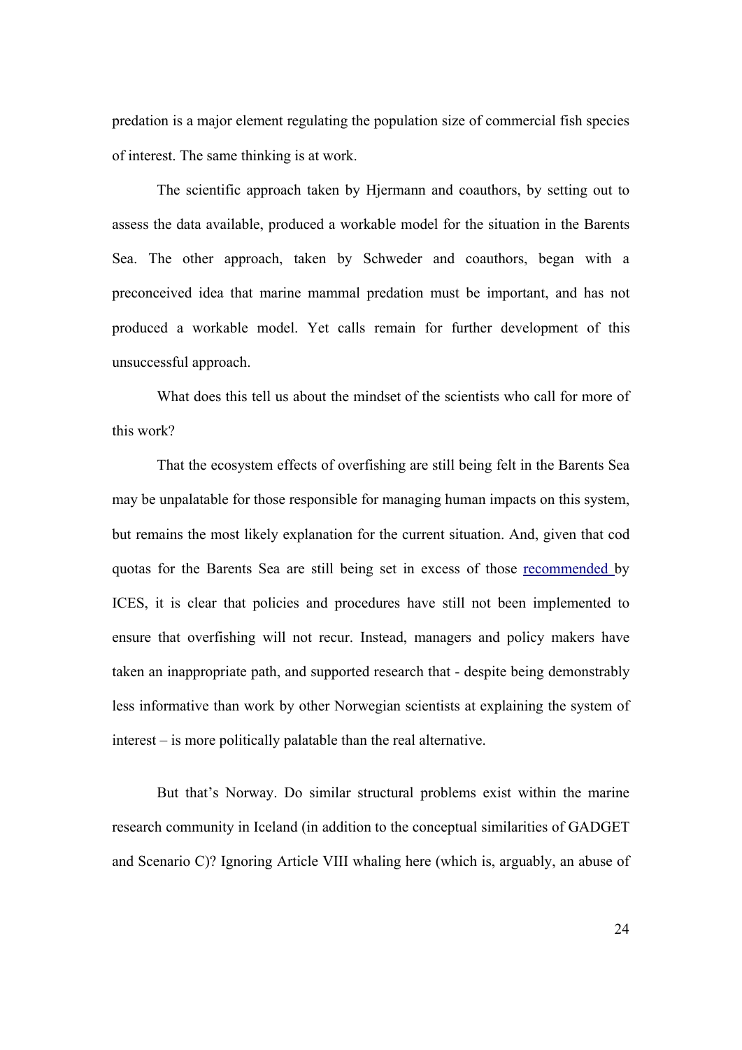predation is a major element regulating the population size of commercial fish species of interest. The same thinking is at work.

The scientific approach taken by Hjermann and coauthors, by setting out to assess the data available, produced a workable model for the situation in the Barents Sea. The other approach, taken by Schweder and coauthors, began with a preconceived idea that marine mammal predation must be important, and has not produced a workable model. Yet calls remain for further development of this unsuccessful approach.

What does this tell us about the mindset of the scientists who call for more of this work?

That the ecosystem effects of overfishing are still being felt in the Barents Sea may be unpalatable for those responsible for managing human impacts on this system, but remains the most likely explanation for the current situation. And, given that cod quotas for the Barents Sea are still being set in excess of those recommended by ICES, it is clear that policies and procedures have still not been implemented to ensure that overfishing will not recur. Instead, managers and policy makers have taken an inappropriate path, and supported research that - despite being demonstrably less informative than work by other Norwegian scientists at explaining the system of interest – is more politically palatable than the real alternative.

But that's Norway. Do similar structural problems exist within the marine research community in Iceland (in addition to the conceptual similarities of GADGET and Scenario C)? Ignoring Article VIII whaling here (which is, arguably, an abuse of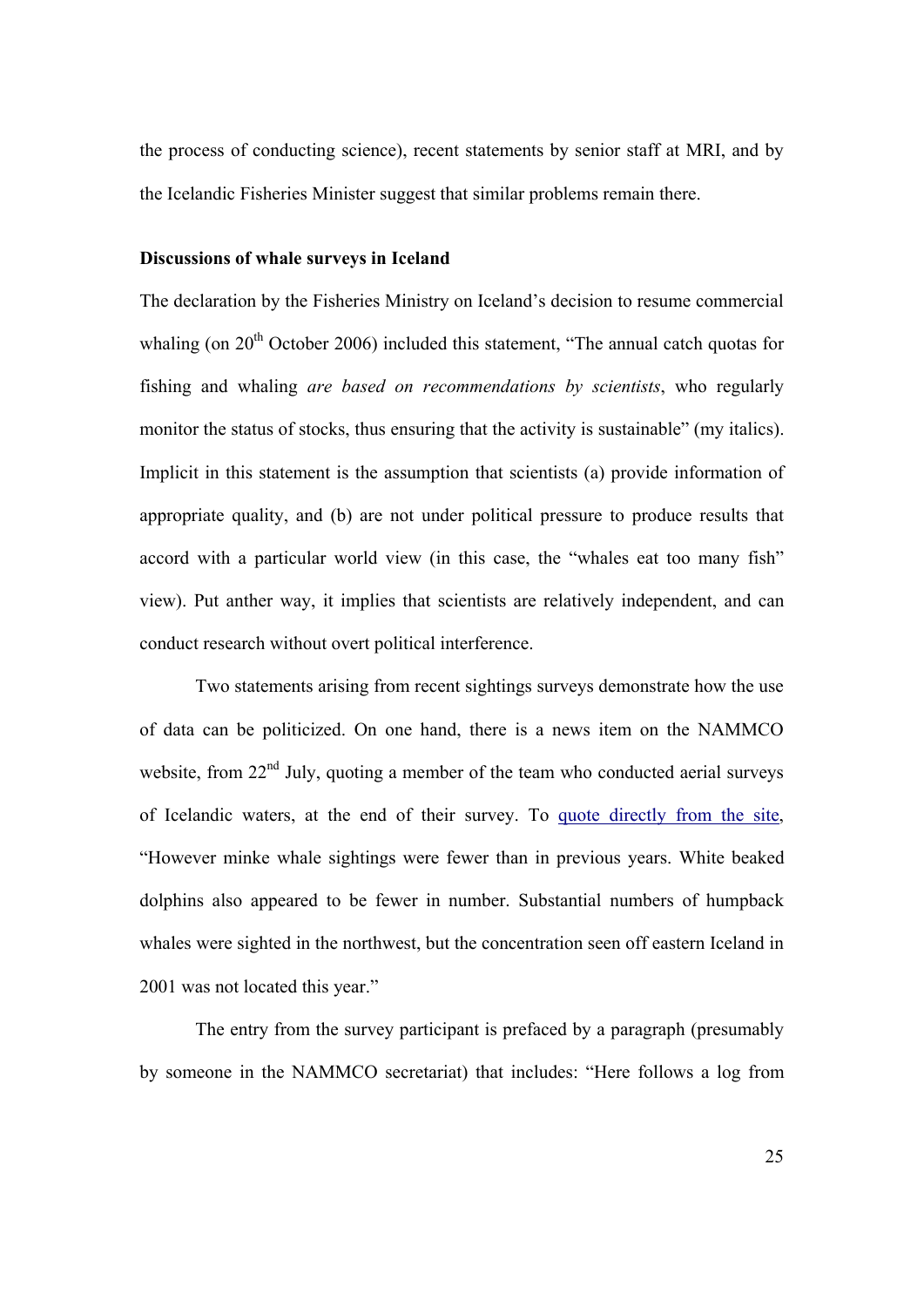the process of conducting science), recent statements by senior staff at MRI, and by the Icelandic Fisheries Minister suggest that similar problems remain there.

**Discussions of whale surveys in Iceland**

The declaration by the Fisheries Ministry on Iceland's decision to resume commercial whaling (on 20th October 2006) included this statement, "The annual catch quotas for fishing and whaling *are based on recommendations by scientists*, who regularly monitor the status of stocks, thus ensuring that the activity is sustainable" (my italics). Implicit in this statement is the assumption that scientists (a) provide information of appropriate quality, and (b) are not under political pressure to produce results that accord with a particular world view (in this case, the "whales eat too many fish" view). Put anther way, it implies that scientists are relatively independent, and can conduct research without overt political interference.

Two statements arising from recent sightings surveys demonstrate how the use of data can be politicized. On one hand, there is a news item on the NAMMCO website, from 22nd July, quoting a member of the team who conducted aerial surveys of Icelandic waters, at the end of their survey. To quote directly from the site, "However minke whale sightings were fewer than in previous years. White beaked dolphins also appeared to be fewer in number. Substantial numbers of humpback whales were sighted in the northwest, but the concentration seen off eastern Iceland in 2001 was not located this year."

The entry from the survey participant is prefaced by a paragraph (presumably by someone in the NAMMCO secretariat) that includes: "Here follows a log from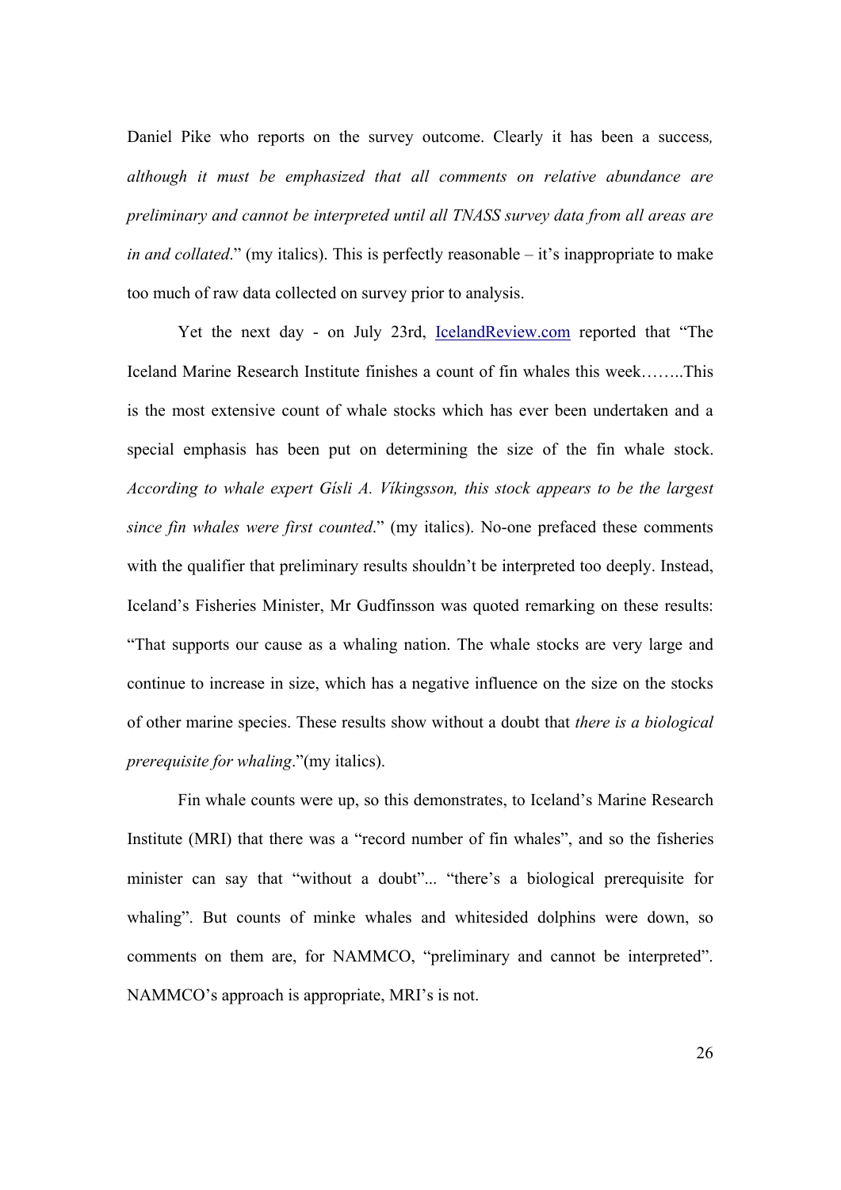Daniel Pike who reports on the survey outcome. Clearly it has been a success*, although it must be emphasized that all comments on relative abundance are preliminary and cannot be interpreted until all TNASS survey data from all areas are in and collated*." (my italics). This is perfectly reasonable – it's inappropriate to make too much of raw data collected on survey prior to analysis.

Yet the next day - on July 23rd, IcelandReview.com reported that "The Iceland Marine Research Institute finishes a count of fin whales this week……..This is the most extensive count of whale stocks which has ever been undertaken and a special emphasis has been put on determining the size of the fin whale stock. *According to whale expert Gísli A. Víkingsson, this stock appears to be the largest since fin whales were first counted*." (my italics). No-one prefaced these comments with the qualifier that preliminary results shouldn't be interpreted too deeply. Instead, Iceland's Fisheries Minister, Mr Gudfinsson was quoted remarking on these results: "That supports our cause as a whaling nation. The whale stocks are very large and continue to increase in size, which has a negative influence on the size on the stocks of other marine species. These results show without a doubt that *there is a biological prerequisite for whaling*."(my italics).

Fin whale counts were up, so this demonstrates, to Iceland's Marine Research Institute (MRI) that there was a "record number of fin whales", and so the fisheries minister can say that "without a doubt"... "there's a biological prerequisite for whaling". But counts of minke whales and whitesided dolphins were down, so comments on them are, for NAMMCO, "preliminary and cannot be interpreted". NAMMCO's approach is appropriate, MRI's is not.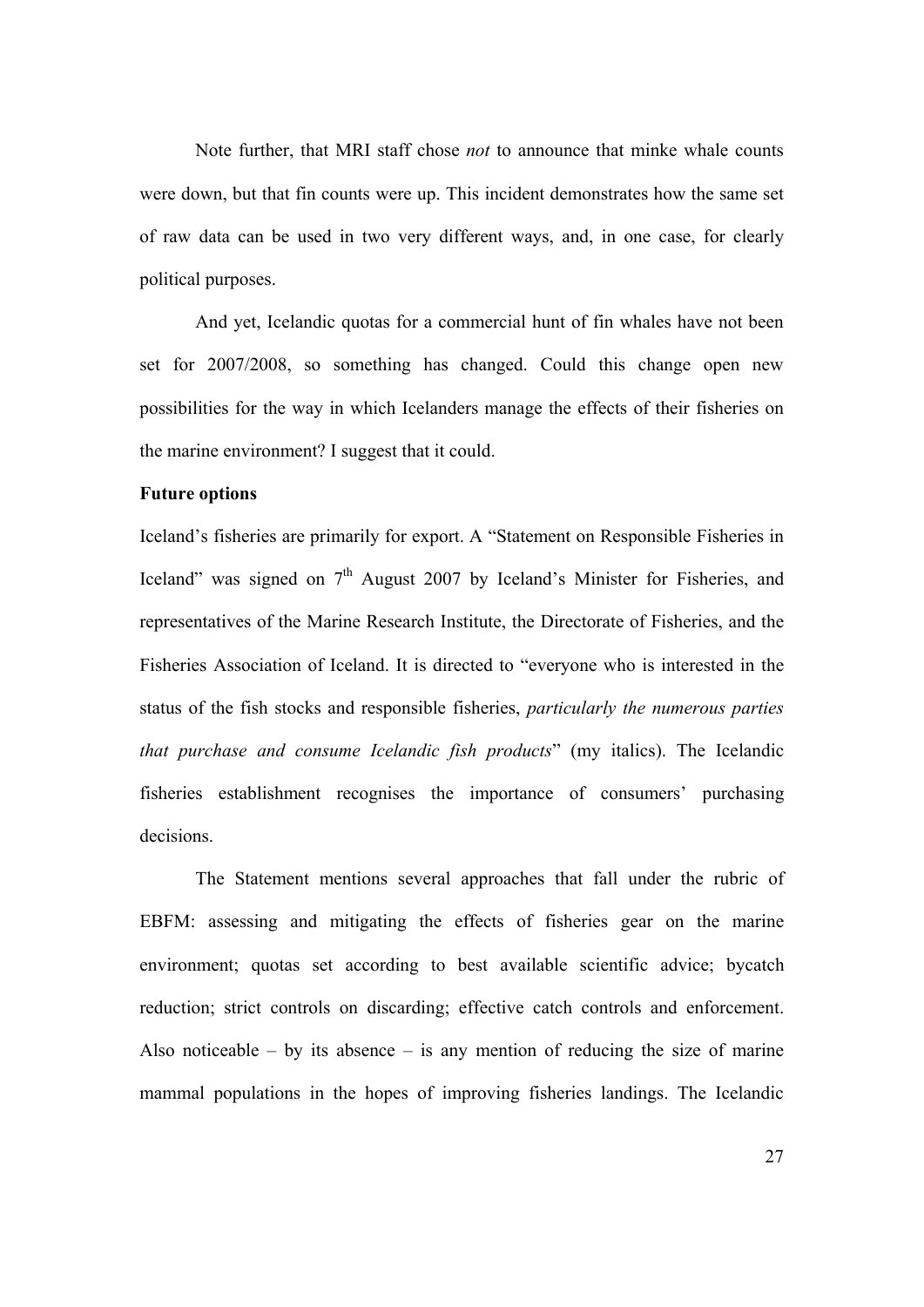Note further, that MRI staff chose *not* to announce that minke whale counts were down, but that fin counts were up. This incident demonstrates how the same set of raw data can be used in two very different ways, and, in one case, for clearly political purposes.

And yet, Icelandic quotas for a commercial hunt of fin whales have not been set for 2007/2008, so something has changed. Could this change open new possibilities for the way in which Icelanders manage the effects of their fisheries on the marine environment? I suggest that it could.

**Future options**

Iceland's fisheries are primarily for export. A "Statement on Responsible Fisheries in Iceland" was signed on 7th August 2007 by Iceland's Minister for Fisheries, and representatives of the Marine Research Institute, the Directorate of Fisheries, and the Fisheries Association of Iceland. It is directed to "everyone who is interested in the status of the fish stocks and responsible fisheries, *particularly the numerous parties that purchase and consume Icelandic fish products*" (my italics). The Icelandic fisheries establishment recognises the importance of consumers' purchasing decisions.

The Statement mentions several approaches that fall under the rubric of EBFM: assessing and mitigating the effects of fisheries gear on the marine environment; quotas set according to best available scientific advice; bycatch reduction; strict controls on discarding; effective catch controls and enforcement. Also noticeable – by its absence – is any mention of reducing the size of marine mammal populations in the hopes of improving fisheries landings. The Icelandic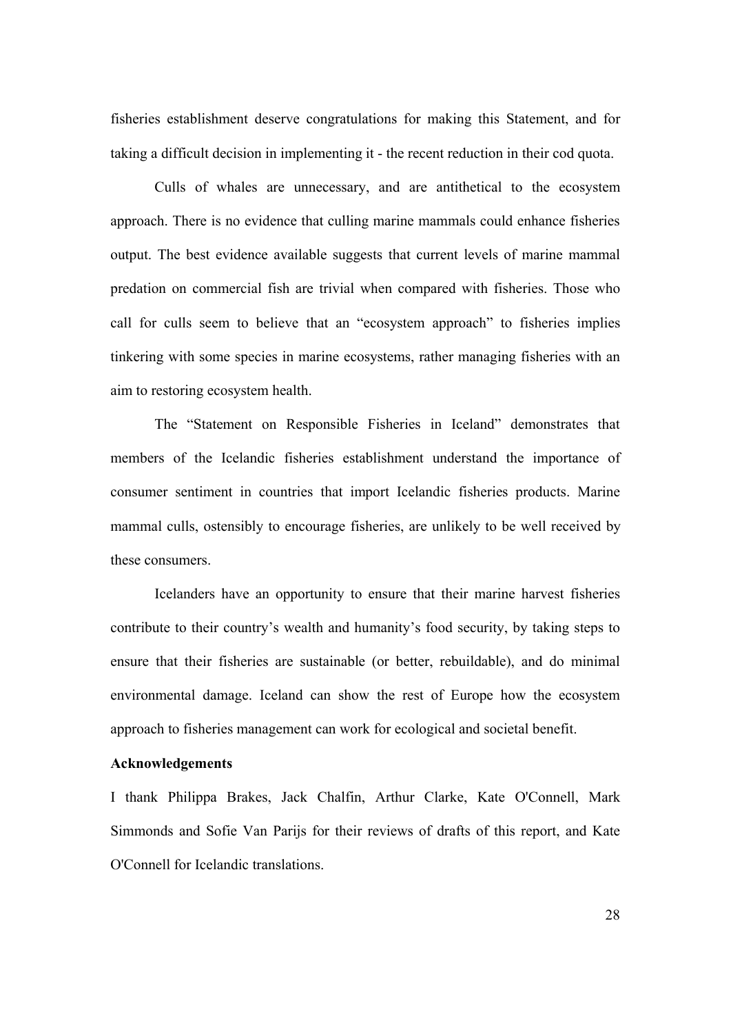fisheries establishment deserve congratulations for making this Statement, and for taking a difficult decision in implementing it - the recent reduction in their cod quota.

Culls of whales are unnecessary, and are antithetical to the ecosystem approach. There is no evidence that culling marine mammals could enhance fisheries output. The best evidence available suggests that current levels of marine mammal predation on commercial fish are trivial when compared with fisheries. Those who call for culls seem to believe that an "ecosystem approach" to fisheries implies tinkering with some species in marine ecosystems, rather managing fisheries with an aim to restoring ecosystem health.

The "Statement on Responsible Fisheries in Iceland" demonstrates that members of the Icelandic fisheries establishment understand the importance of consumer sentiment in countries that import Icelandic fisheries products. Marine mammal culls, ostensibly to encourage fisheries, are unlikely to be well received by these consumers.

Icelanders have an opportunity to ensure that their marine harvest fisheries contribute to their country's wealth and humanity's food security, by taking steps to ensure that their fisheries are sustainable (or better, rebuildable), and do minimal environmental damage. Iceland can show the rest of Europe how the ecosystem approach to fisheries management can work for ecological and societal benefit.

**Acknowledgements**

I thank Philippa Brakes, Jack Chalfin, Arthur Clarke, Kate O'Connell, Mark Simmonds and Sofie Van Parijs for their reviews of drafts of this report, and Kate O'Connell for Icelandic translations.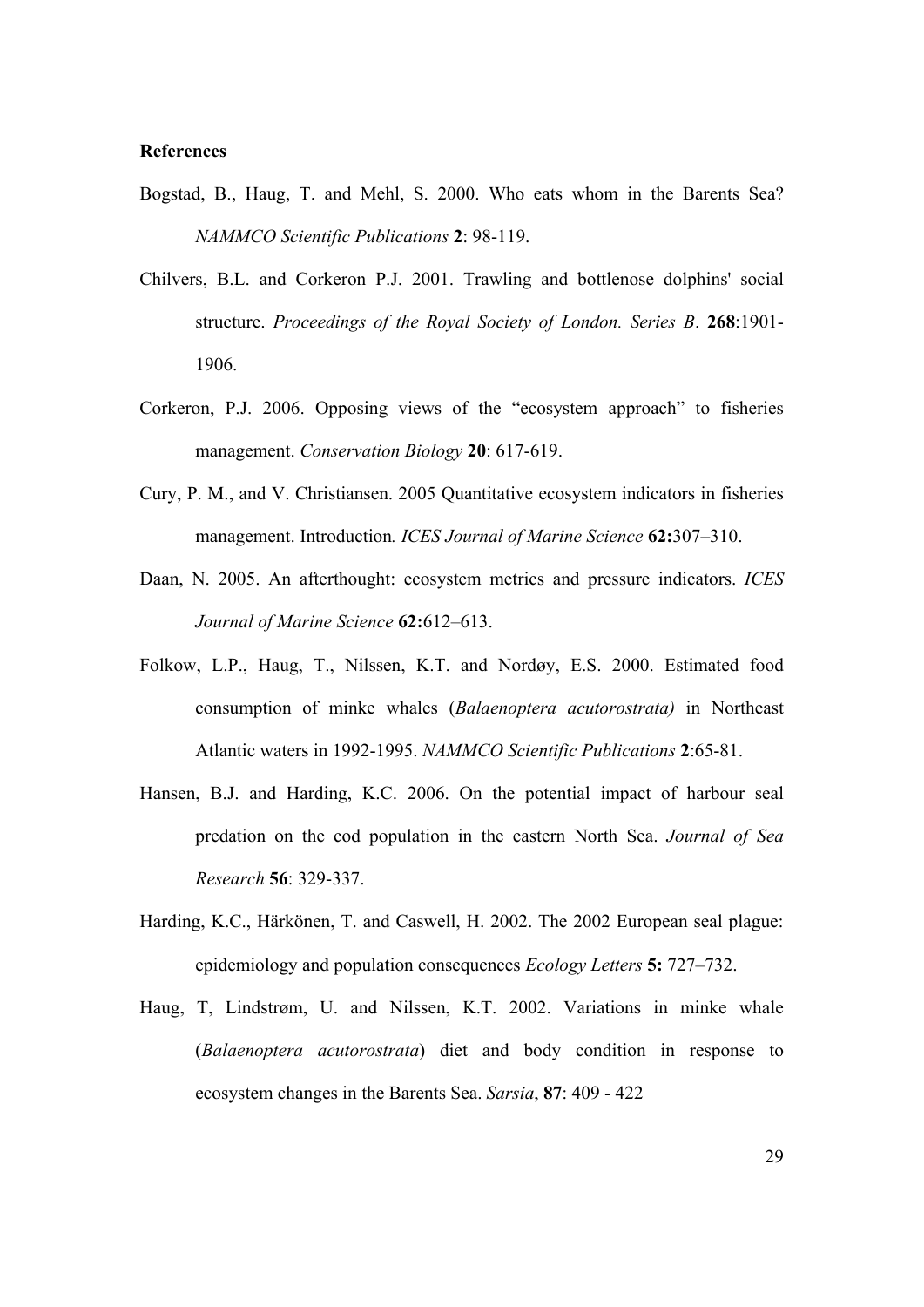**References**

Bogstad, B., Haug, T. and Mehl, S. 2000. Who eats whom in the Barents Sea? *NAMMCO Scientific Publications* **2**: 98-119.

Chilvers, B.L. and Corkeron P.J. 2001. Trawling and bottlenose dolphins' social structure. *Proceedings of the Royal Society of London. Series B*. **268**:1901-1906.

Corkeron, P.J. 2006. Opposing views of the "ecosystem approach" to fisheries management. *Conservation Biology* **20**: 617-619.

Cury, P. M., and V. Christiansen. 2005 Quantitative ecosystem indicators in fisheries management. Introduction*. ICES Journal of Marine Science* **62:**307–310.

Daan, N. 2005. An afterthought: ecosystem metrics and pressure indicators. *ICES Journal of Marine Science* **62:**612–613.

Folkow, L.P., Haug, T., Nilssen, K.T. and Nordøy, E.S. 2000. Estimated food consumption of minke whales (*Balaenoptera acutorostrata)* in Northeast Atlantic waters in 1992-1995. *NAMMCO Scientific Publications* **2**:65-81.

Hansen, B.J. and Harding, K.C. 2006. On the potential impact of harbour seal predation on the cod population in the eastern North Sea. *Journal of Sea Research* **56**: 329-337.

Harding, K.C., Härkönen, T. and Caswell, H. 2002. The 2002 European seal plague: epidemiology and population consequences *Ecology Letters* **5:** 727–732.

Haug, T, Lindstrøm, U. and Nilssen, K.T. 2002. Variations in minke whale (*Balaenoptera acutorostrata*) diet and body condition in response to ecosystem changes in the Barents Sea. *Sarsia*, **87**: 409 - 422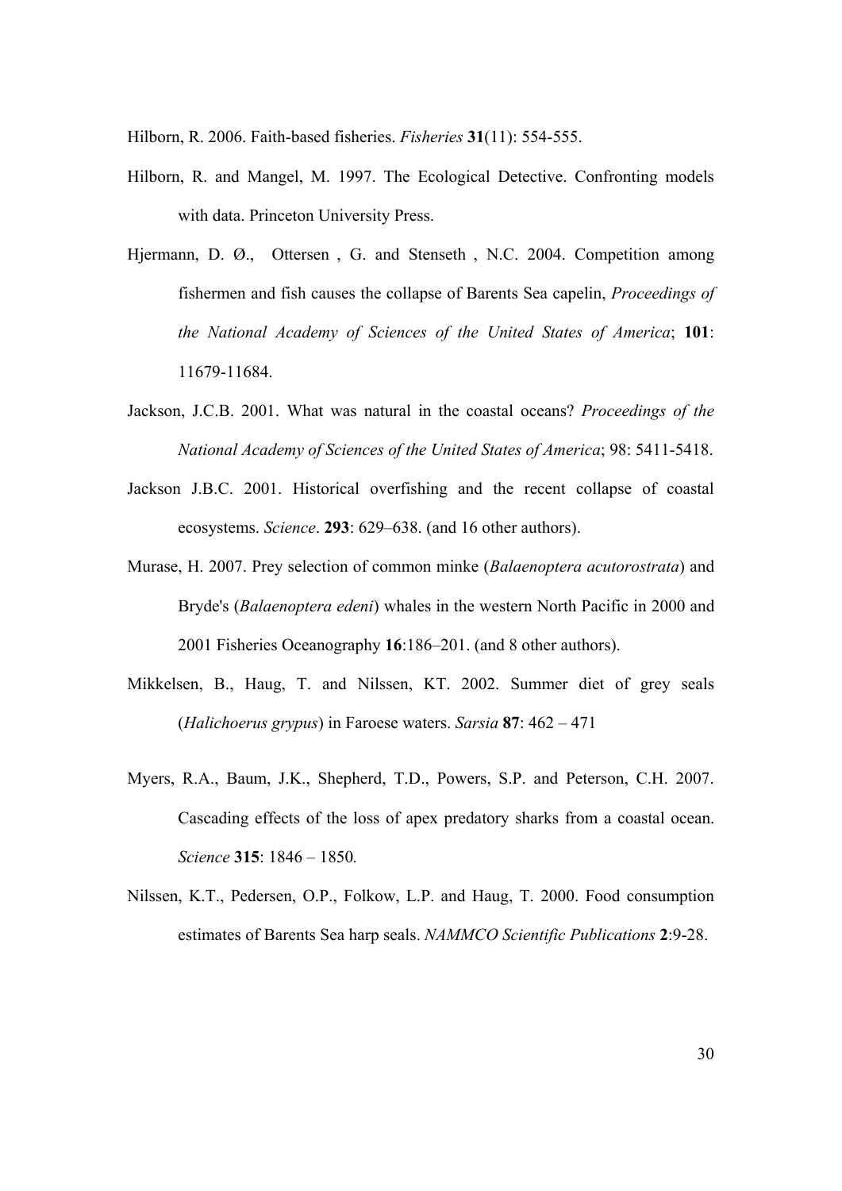Hilborn, R. 2006. Faith-based fisheries. *Fisheries* **31**(11): 554-555.

Hilborn, R. and Mangel, M. 1997. The Ecological Detective. Confronting models with data. Princeton University Press.

Hjermann, D. Ø., Ottersen , G. and Stenseth , N.C. 2004. Competition among fishermen and fish causes the collapse of Barents Sea capelin, *Proceedings of the National Academy of Sciences of the United States of America*; **101**: 11679-11684.

Jackson, J.C.B. 2001. What was natural in the coastal oceans? *Proceedings of the National Academy of Sciences of the United States of America*; 98: 5411-5418.

Jackson J.B.C. 2001. Historical overfishing and the recent collapse of coastal ecosystems. *Science*. **293**: 629–638. (and 16 other authors).

Murase, H. 2007. Prey selection of common minke (*Balaenoptera acutorostrata*) and Bryde's (*Balaenoptera edeni*) whales in the western North Pacific in 2000 and 2001 Fisheries Oceanography **16**:186–201. (and 8 other authors).

Mikkelsen, B., Haug, T. and Nilssen, KT. 2002. Summer diet of grey seals (*Halichoerus grypus*) in Faroese waters. *Sarsia* **87**: 462 – 471

Myers, R.A., Baum, J.K., Shepherd, T.D., Powers, S.P. and Peterson, C.H. 2007. Cascading effects of the loss of apex predatory sharks from a coastal ocean. *Science* **315**: 1846 – 1850.

Nilssen, K.T., Pedersen, O.P., Folkow, L.P. and Haug, T. 2000. Food consumption estimates of Barents Sea harp seals. *NAMMCO Scientific Publications* **2**:9-28.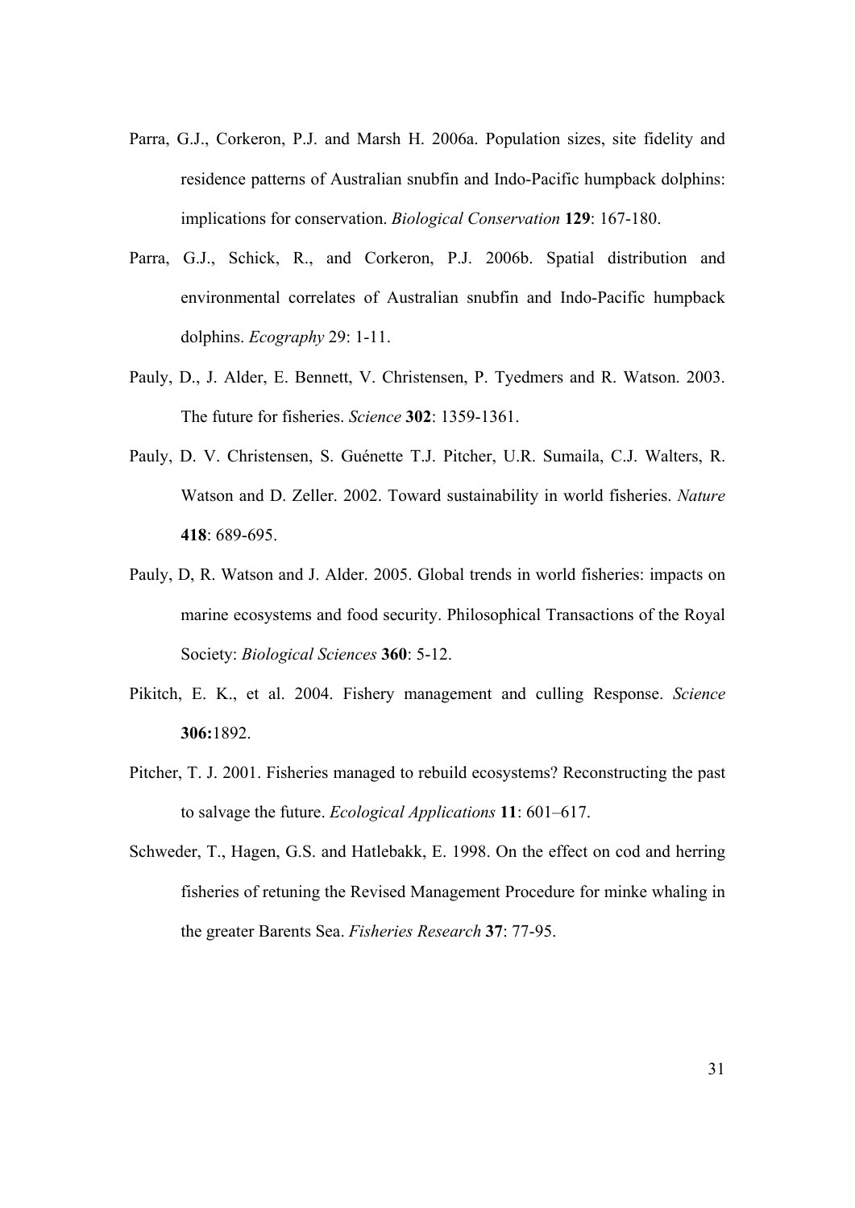Parra, G.J., Corkeron, P.J. and Marsh H. 2006a. Population sizes, site fidelity and residence patterns of Australian snubfin and Indo-Pacific humpback dolphins: implications for conservation. *Biological Conservation* **129**: 167-180.

Parra, G.J., Schick, R., and Corkeron, P.J. 2006b. Spatial distribution and environmental correlates of Australian snubfin and Indo-Pacific humpback dolphins. *Ecography* 29: 1-11.

Pauly, D., J. Alder, E. Bennett, V. Christensen, P. Tyedmers and R. Watson. 2003. The future for fisheries. *Science* **302**: 1359-1361.

Pauly, D. V. Christensen, S. Guénette T.J. Pitcher, U.R. Sumaila, C.J. Walters, R. Watson and D. Zeller. 2002. Toward sustainability in world fisheries. *Nature* **418**: 689-695.

Pauly, D, R. Watson and J. Alder. 2005. Global trends in world fisheries: impacts on marine ecosystems and food security. Philosophical Transactions of the Royal Society: *Biological Sciences* **360**: 5-12.

Pikitch, E. K., et al. 2004. Fishery management and culling Response. *Science* **306:**1892.

Pitcher, T. J. 2001. Fisheries managed to rebuild ecosystems? Reconstructing the past to salvage the future. *Ecological Applications* **11**: 601–617.

Schweder, T., Hagen, G.S. and Hatlebakk, E. 1998. On the effect on cod and herring fisheries of retuning the Revised Management Procedure for minke whaling in the greater Barents Sea. *Fisheries Research* **37**: 77-95.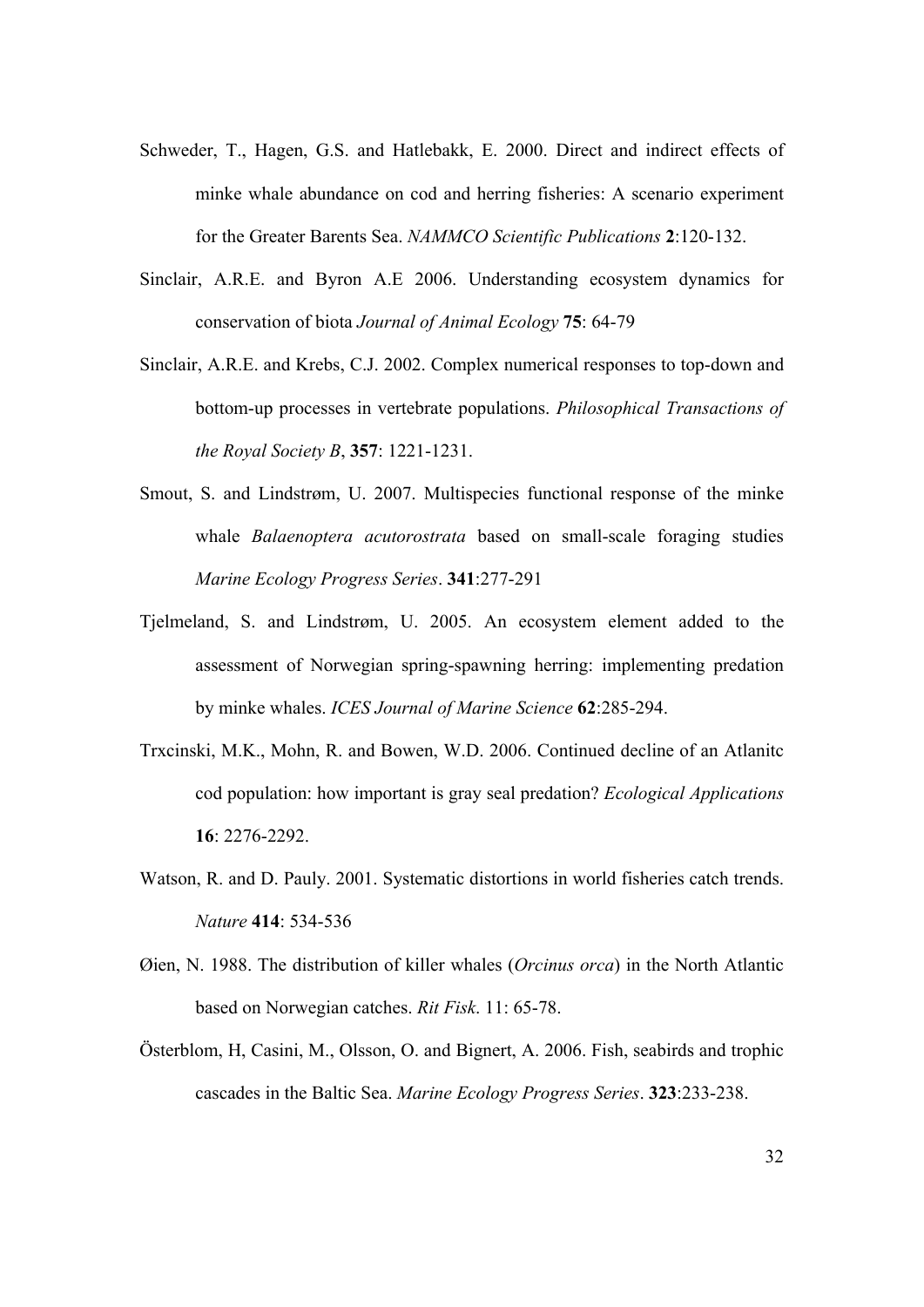Schweder, T., Hagen, G.S. and Hatlebakk, E. 2000. Direct and indirect effects of minke whale abundance on cod and herring fisheries: A scenario experiment for the Greater Barents Sea. *NAMMCO Scientific Publications* **2**:120-132.

Sinclair, A.R.E. and Byron A.E 2006. Understanding ecosystem dynamics for conservation of biota *Journal of Animal Ecology* **75**: 64-79

Sinclair, A.R.E. and Krebs, C.J. 2002. Complex numerical responses to top-down and bottom-up processes in vertebrate populations. *Philosophical Transactions of the Royal Society B*, **357**: 1221-1231.

Smout, S. and Lindstrøm, U. 2007. Multispecies functional response of the minke whale *Balaenoptera acutorostrata* based on small-scale foraging studies *Marine Ecology Progress Series*. **341**:277-291

Tjelmeland, S. and Lindstrøm, U. 2005. An ecosystem element added to the assessment of Norwegian spring-spawning herring: implementing predation by minke whales. *ICES Journal of Marine Science* **62**:285-294.

Trxcinski, M.K., Mohn, R. and Bowen, W.D. 2006. Continued decline of an Atlanitc cod population: how important is gray seal predation? *Ecological Applications* **16**: 2276-2292.

Watson, R. and D. Pauly. 2001. Systematic distortions in world fisheries catch trends. *Nature* **414**: 534-536

Øien, N. 1988. The distribution of killer whales (*Orcinus orca*) in the North Atlantic based on Norwegian catches. *Rit Fisk*. 11: 65-78.

Österblom, H, Casini, M., Olsson, O. and Bignert, A. 2006. Fish, seabirds and trophic cascades in the Baltic Sea. *Marine Ecology Progress Series*. **323**:233-238.